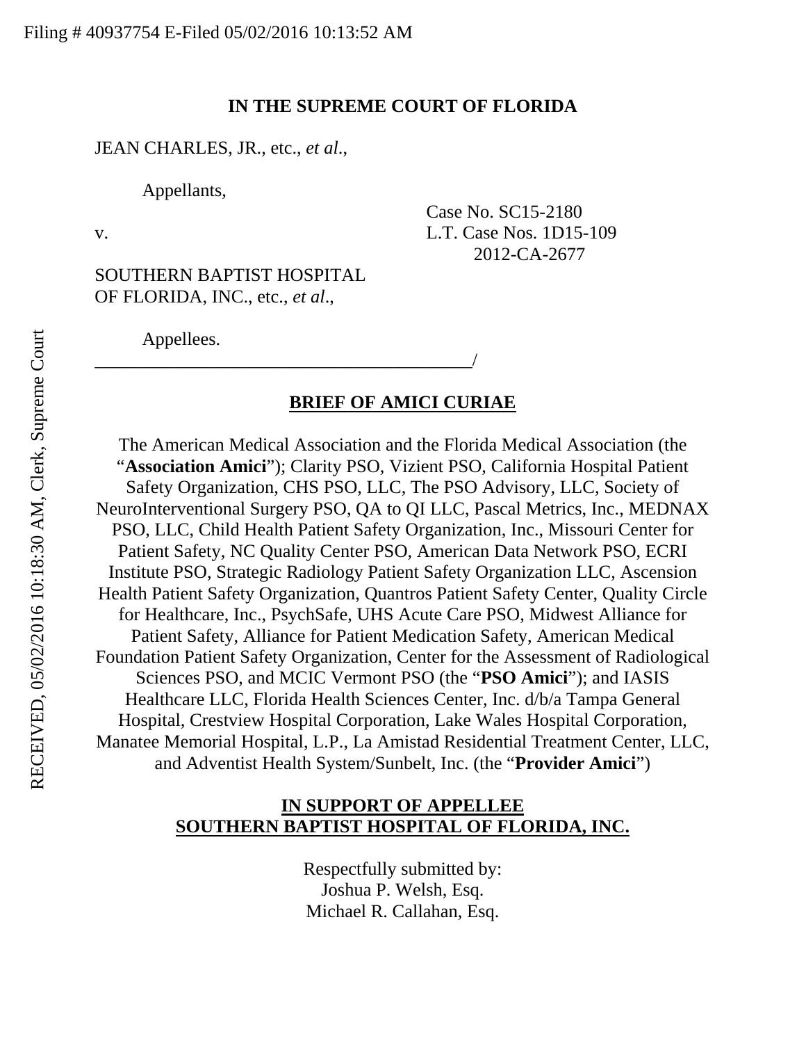Filing # 40937754 E-Filed 05/02/2016 10:13:52 AM

RECEIVED, 05/02/2016 10:18:30 AM, Clerk, Supreme Court

**IN THE SUPREME COURT OF FLORIDA**

JEAN CHARLES, JR., etc., *et al*.,

Appellants,

v.

Case No. SC15-2180
L.T. Case Nos. 1D15-109
2012-CA-2677

SOUTHERN BAPTIST HOSPITAL OF FLORIDA, INC., etc., *et al*.,

Appellees.
_________________________________________/

**BRIEF OF AMICI CURIAE**

The American Medical Association and the Florida Medical Association (the "**Association Amici**"); Clarity PSO, Vizient PSO, California Hospital Patient Safety Organization, CHS PSO, LLC, The PSO Advisory, LLC, Society of NeuroInterventional Surgery PSO, QA to QI LLC, Pascal Metrics, Inc., MEDNAX PSO, LLC, Child Health Patient Safety Organization, Inc., Missouri Center for Patient Safety, NC Quality Center PSO, American Data Network PSO, ECRI Institute PSO, Strategic Radiology Patient Safety Organization LLC, Ascension Health Patient Safety Organization, Quantros Patient Safety Center, Quality Circle for Healthcare, Inc., PsychSafe, UHS Acute Care PSO, Midwest Alliance for Patient Safety, Alliance for Patient Medication Safety, American Medical Foundation Patient Safety Organization, Center for the Assessment of Radiological Sciences PSO, and MCIC Vermont PSO (the "**PSO Amici**"); and IASIS Healthcare LLC, Florida Health Sciences Center, Inc. d/b/a Tampa General Hospital, Crestview Hospital Corporation, Lake Wales Hospital Corporation, Manatee Memorial Hospital, L.P., La Amistad Residential Treatment Center, LLC, and Adventist Health System/Sunbelt, Inc. (the "**Provider Amici**")

**IN SUPPORT OF APPELLEE SOUTHERN BAPTIST HOSPITAL OF FLORIDA, INC.**

Respectfully submitted by:
Joshua P. Welsh, Esq.
Michael R. Callahan, Esq.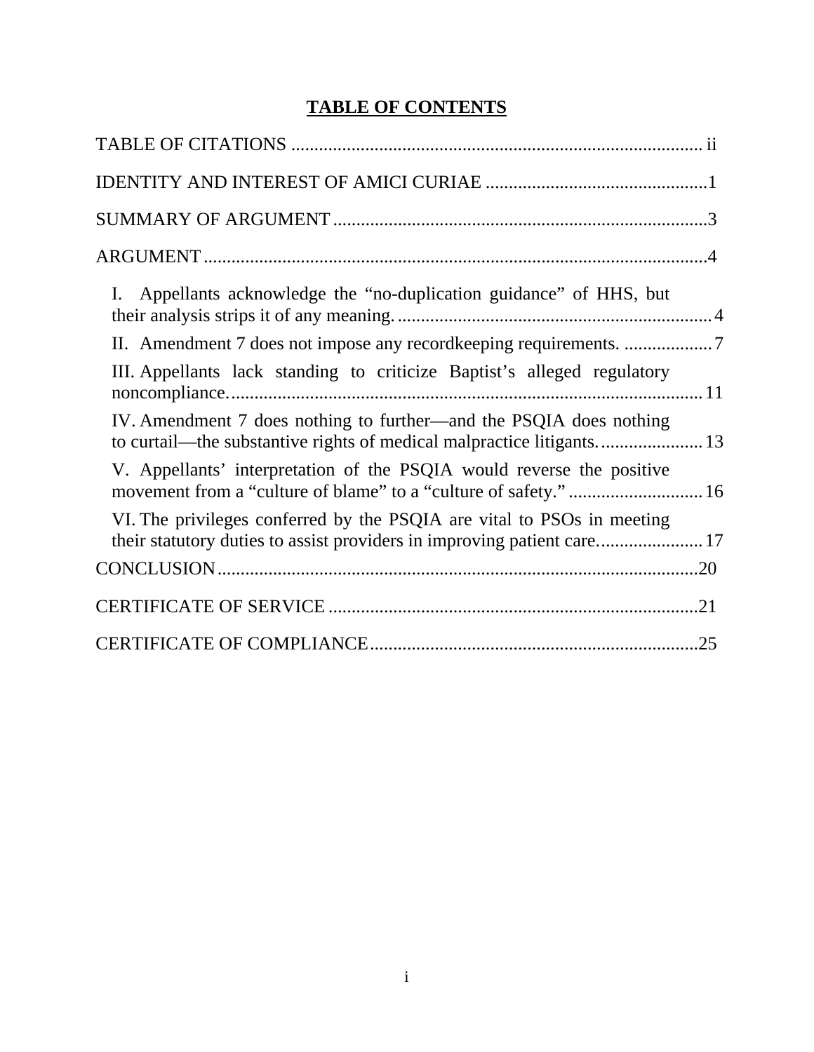## TABLE OF CONTENTS

TABLE OF CITATIONS ........................................................................................ ii

IDENTITY AND INTEREST OF AMICI CURIAE ................................................1

SUMMARY OF ARGUMENT ................................................................................3

ARGUMENT ...........................................................................................................4

I. Appellants acknowledge the "no-duplication guidance" of HHS, but their analysis strips it of any meaning. .................................................................. 4

II. Amendment 7 does not impose any recordkeeping requirements. ................... 7

III. Appellants lack standing to criticize Baptist's alleged regulatory noncompliance. ....................................................................................................... 11

IV. Amendment 7 does nothing to further—and the PSQIA does nothing to curtail—the substantive rights of medical malpractice litigants. ...................... 13

V. Appellants' interpretation of the PSQIA would reverse the positive movement from a "culture of blame" to a "culture of safety." ............................ 16

VI. The privileges conferred by the PSQIA are vital to PSOs in meeting their statutory duties to assist providers in improving patient care. ...................... 17

CONCLUSION .......................................................................................................20

CERTIFICATE OF SERVICE ...............................................................................21

CERTIFICATE OF COMPLIANCE ......................................................................25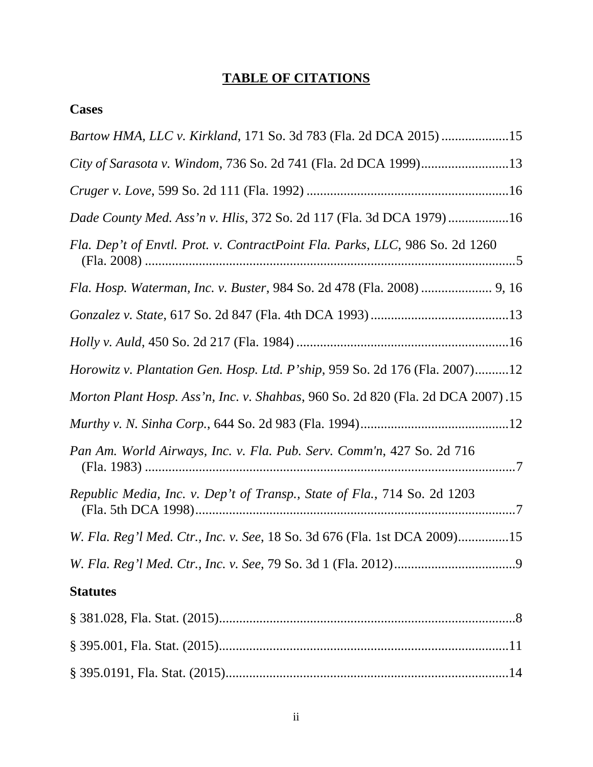# TABLE OF CITATIONS

## Cases

*Bartow HMA, LLC v. Kirkland*, 171 So. 3d 783 (Fla. 2d DCA 2015) ....................15

*City of Sarasota v. Windom*, 736 So. 2d 741 (Fla. 2d DCA 1999)..........................13

*Cruger v. Love*, 599 So. 2d 111 (Fla. 1992) ............................................................16

*Dade County Med. Ass'n v. Hlis*, 372 So. 2d 117 (Fla. 3d DCA 1979) ..................16

*Fla. Dep't of Envtl. Prot. v. ContractPoint Fla. Parks, LLC*, 986 So. 2d 1260 (Fla. 2008) ................................................................................................5

*Fla. Hosp. Waterman, Inc. v. Buster*, 984 So. 2d 478 (Fla. 2008) ..................... 9, 16

*Gonzalez v. State*, 617 So. 2d 847 (Fla. 4th DCA 1993) .........................................13

*Holly v. Auld*, 450 So. 2d 217 (Fla. 1984) ...............................................................16

*Horowitz v. Plantation Gen. Hosp. Ltd. P'ship*, 959 So. 2d 176 (Fla. 2007)..........12

*Morton Plant Hosp. Ass'n, Inc. v. Shahbas*, 960 So. 2d 820 (Fla. 2d DCA 2007) .15

*Murthy v. N. Sinha Corp.*, 644 So. 2d 983 (Fla. 1994)............................................12

*Pan Am. World Airways, Inc. v. Fla. Pub. Serv. Comm'n*, 427 So. 2d 716 (Fla. 1983) ................................................................................................7

*Republic Media, Inc. v. Dep't of Transp., State of Fla.*, 714 So. 2d 1203 (Fla. 5th DCA 1998)................................................................................7

*W. Fla. Reg'l Med. Ctr., Inc. v. See*, 18 So. 3d 676 (Fla. 1st DCA 2009)...............15

*W. Fla. Reg'l Med. Ctr., Inc. v. See*, 79 So. 3d 1 (Fla. 2012)....................................9

## Statutes

§ 381.028, Fla. Stat. (2015)........................................................................................8

§ 395.001, Fla. Stat. (2015)......................................................................................11

§ 395.0191, Fla. Stat. (2015)....................................................................................14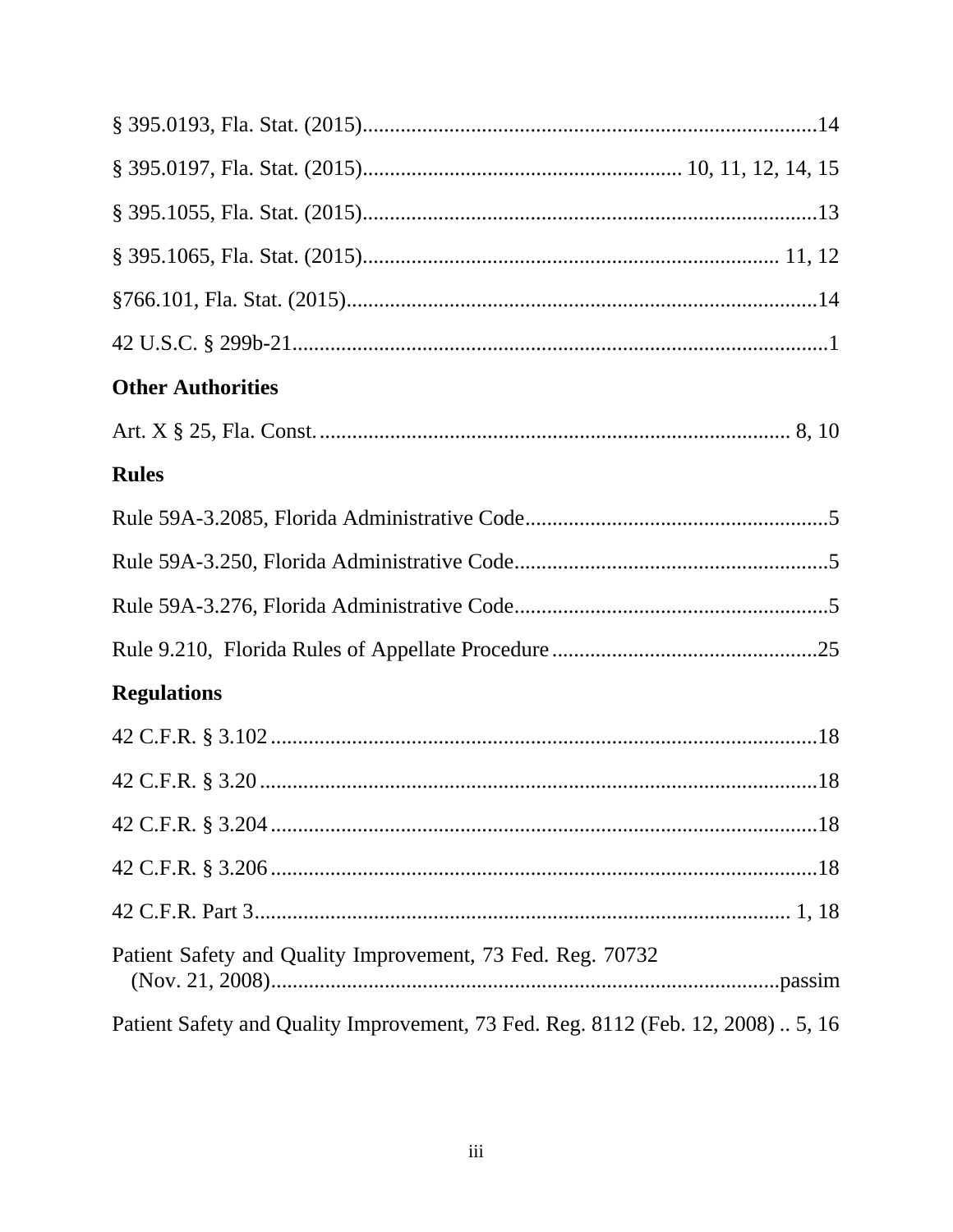§ 395.0193, Fla. Stat. (2015)....................................................................................14

§ 395.0197, Fla. Stat. (2015)........................................................... 10, 11, 12, 14, 15

§ 395.1055, Fla. Stat. (2015)....................................................................................13

§ 395.1065, Fla. Stat. (2015)............................................................................ 11, 12

§766.101, Fla. Stat. (2015)......................................................................................14

42 U.S.C. § 299b-21..................................................................................................1

### Other Authorities

Art. X § 25, Fla. Const. ....................................................................................... 8, 10

### Rules

Rule 59A-3.2085, Florida Administrative Code........................................................5

Rule 59A-3.250, Florida Administrative Code..........................................................5

Rule 59A-3.276, Florida Administrative Code..........................................................5

Rule 9.210, Florida Rules of Appellate Procedure..................................................25

### Regulations

42 C.F.R. § 3.102.....................................................................................................18

42 C.F.R. § 3.20.......................................................................................................18

42 C.F.R. § 3.204.....................................................................................................18

42 C.F.R. § 3.206.....................................................................................................18

42 C.F.R. Part 3.................................................................................................. 1, 18

Patient Safety and Quality Improvement, 73 Fed. Reg. 70732 (Nov. 21, 2008)..............................................................................................passim

Patient Safety and Quality Improvement, 73 Fed. Reg. 8112 (Feb. 12, 2008) .. 5, 16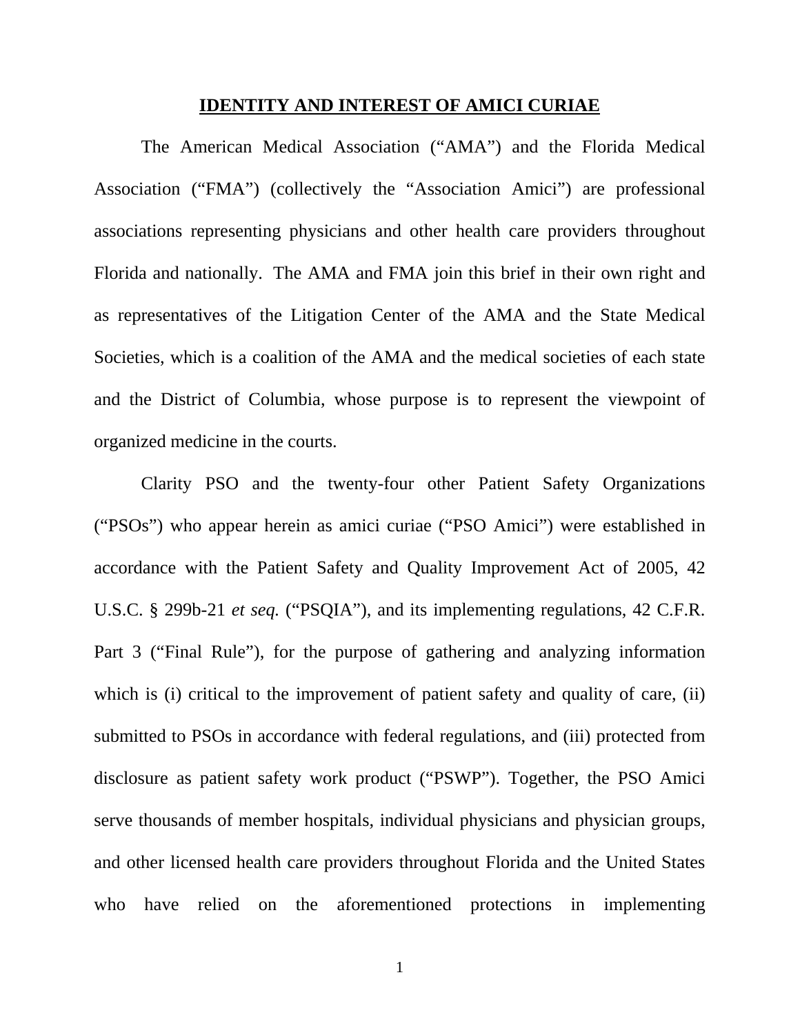## IDENTITY AND INTEREST OF AMICI CURIAE

The American Medical Association ("AMA") and the Florida Medical Association ("FMA") (collectively the "Association Amici") are professional associations representing physicians and other health care providers throughout Florida and nationally. The AMA and FMA join this brief in their own right and as representatives of the Litigation Center of the AMA and the State Medical Societies, which is a coalition of the AMA and the medical societies of each state and the District of Columbia, whose purpose is to represent the viewpoint of organized medicine in the courts.

Clarity PSO and the twenty-four other Patient Safety Organizations ("PSOs") who appear herein as amici curiae ("PSO Amici") were established in accordance with the Patient Safety and Quality Improvement Act of 2005, 42 U.S.C. § 299b-21 *et seq.* ("PSQIA"), and its implementing regulations, 42 C.F.R. Part 3 ("Final Rule"), for the purpose of gathering and analyzing information which is (i) critical to the improvement of patient safety and quality of care, (ii) submitted to PSOs in accordance with federal regulations, and (iii) protected from disclosure as patient safety work product ("PSWP"). Together, the PSO Amici serve thousands of member hospitals, individual physicians and physician groups, and other licensed health care providers throughout Florida and the United States who have relied on the aforementioned protections in implementing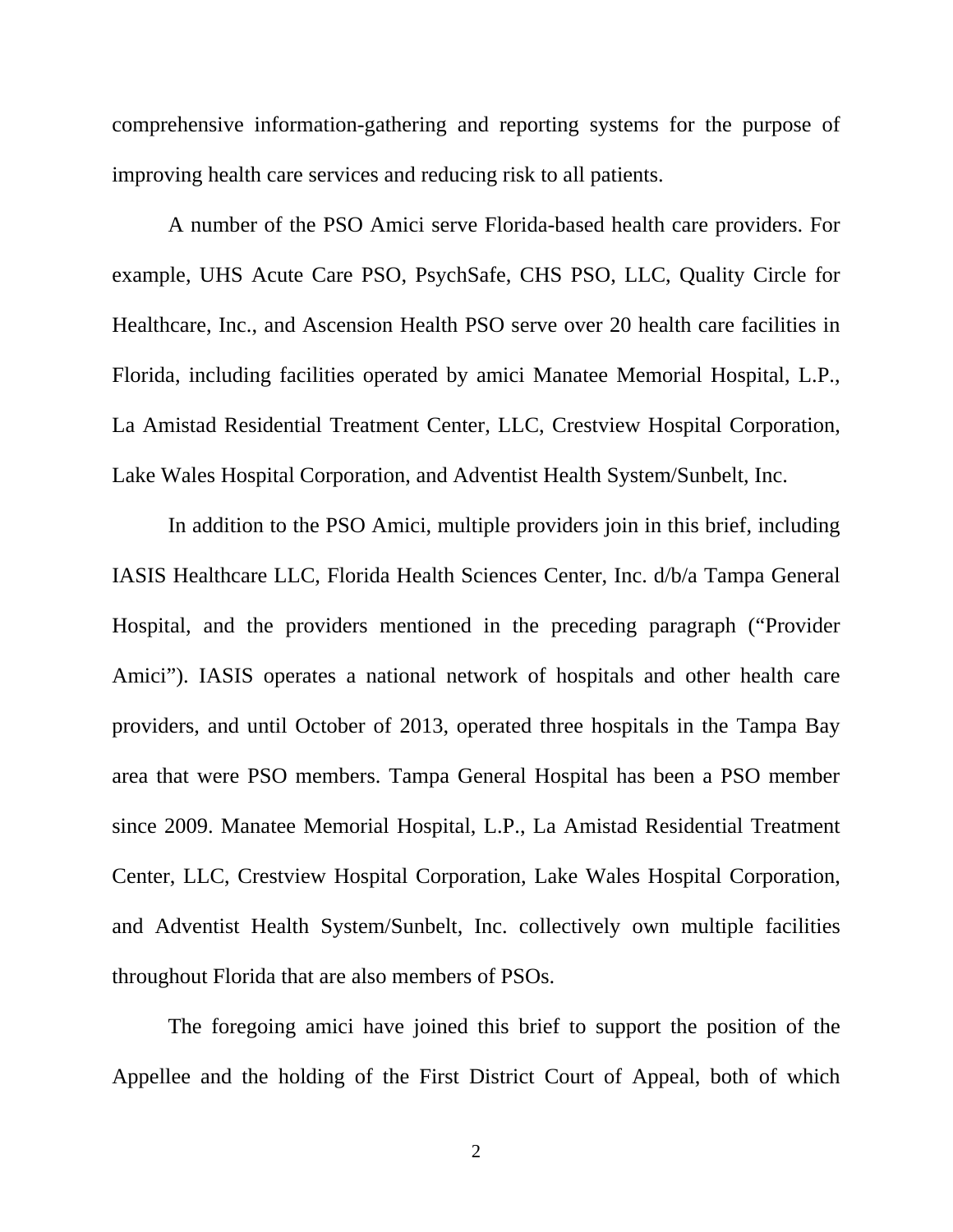comprehensive information-gathering and reporting systems for the purpose of improving health care services and reducing risk to all patients.

A number of the PSO Amici serve Florida-based health care providers. For example, UHS Acute Care PSO, PsychSafe, CHS PSO, LLC, Quality Circle for Healthcare, Inc., and Ascension Health PSO serve over 20 health care facilities in Florida, including facilities operated by amici Manatee Memorial Hospital, L.P., La Amistad Residential Treatment Center, LLC, Crestview Hospital Corporation, Lake Wales Hospital Corporation, and Adventist Health System/Sunbelt, Inc.

In addition to the PSO Amici, multiple providers join in this brief, including IASIS Healthcare LLC, Florida Health Sciences Center, Inc. d/b/a Tampa General Hospital, and the providers mentioned in the preceding paragraph ("Provider Amici"). IASIS operates a national network of hospitals and other health care providers, and until October of 2013, operated three hospitals in the Tampa Bay area that were PSO members. Tampa General Hospital has been a PSO member since 2009. Manatee Memorial Hospital, L.P., La Amistad Residential Treatment Center, LLC, Crestview Hospital Corporation, Lake Wales Hospital Corporation, and Adventist Health System/Sunbelt, Inc. collectively own multiple facilities throughout Florida that are also members of PSOs.

The foregoing amici have joined this brief to support the position of the Appellee and the holding of the First District Court of Appeal, both of which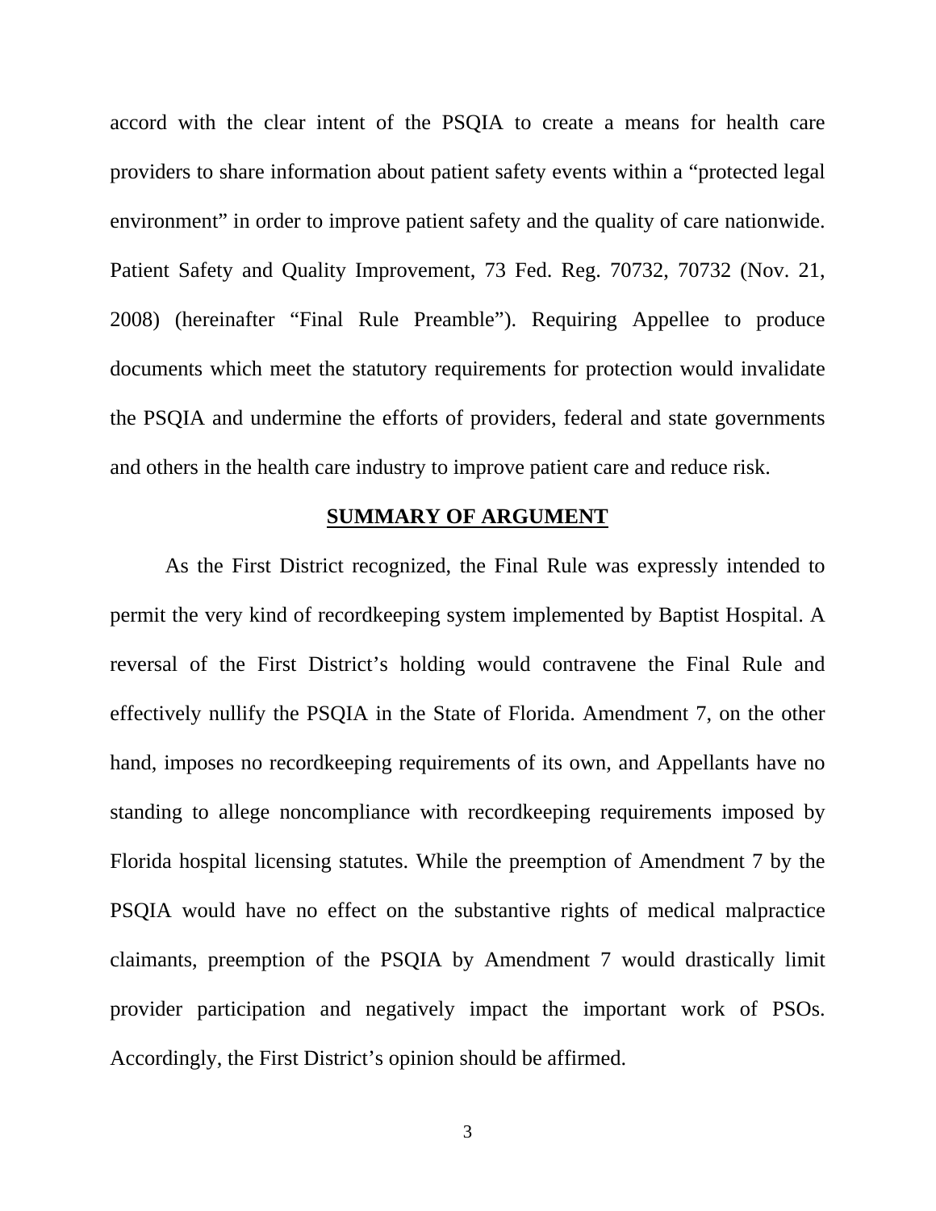accord with the clear intent of the PSQIA to create a means for health care providers to share information about patient safety events within a "protected legal environment" in order to improve patient safety and the quality of care nationwide. Patient Safety and Quality Improvement, 73 Fed. Reg. 70732, 70732 (Nov. 21, 2008) (hereinafter "Final Rule Preamble"). Requiring Appellee to produce documents which meet the statutory requirements for protection would invalidate the PSQIA and undermine the efforts of providers, federal and state governments and others in the health care industry to improve patient care and reduce risk.

## SUMMARY OF ARGUMENT

As the First District recognized, the Final Rule was expressly intended to permit the very kind of recordkeeping system implemented by Baptist Hospital. A reversal of the First District's holding would contravene the Final Rule and effectively nullify the PSQIA in the State of Florida. Amendment 7, on the other hand, imposes no recordkeeping requirements of its own, and Appellants have no standing to allege noncompliance with recordkeeping requirements imposed by Florida hospital licensing statutes. While the preemption of Amendment 7 by the PSQIA would have no effect on the substantive rights of medical malpractice claimants, preemption of the PSQIA by Amendment 7 would drastically limit provider participation and negatively impact the important work of PSOs. Accordingly, the First District's opinion should be affirmed.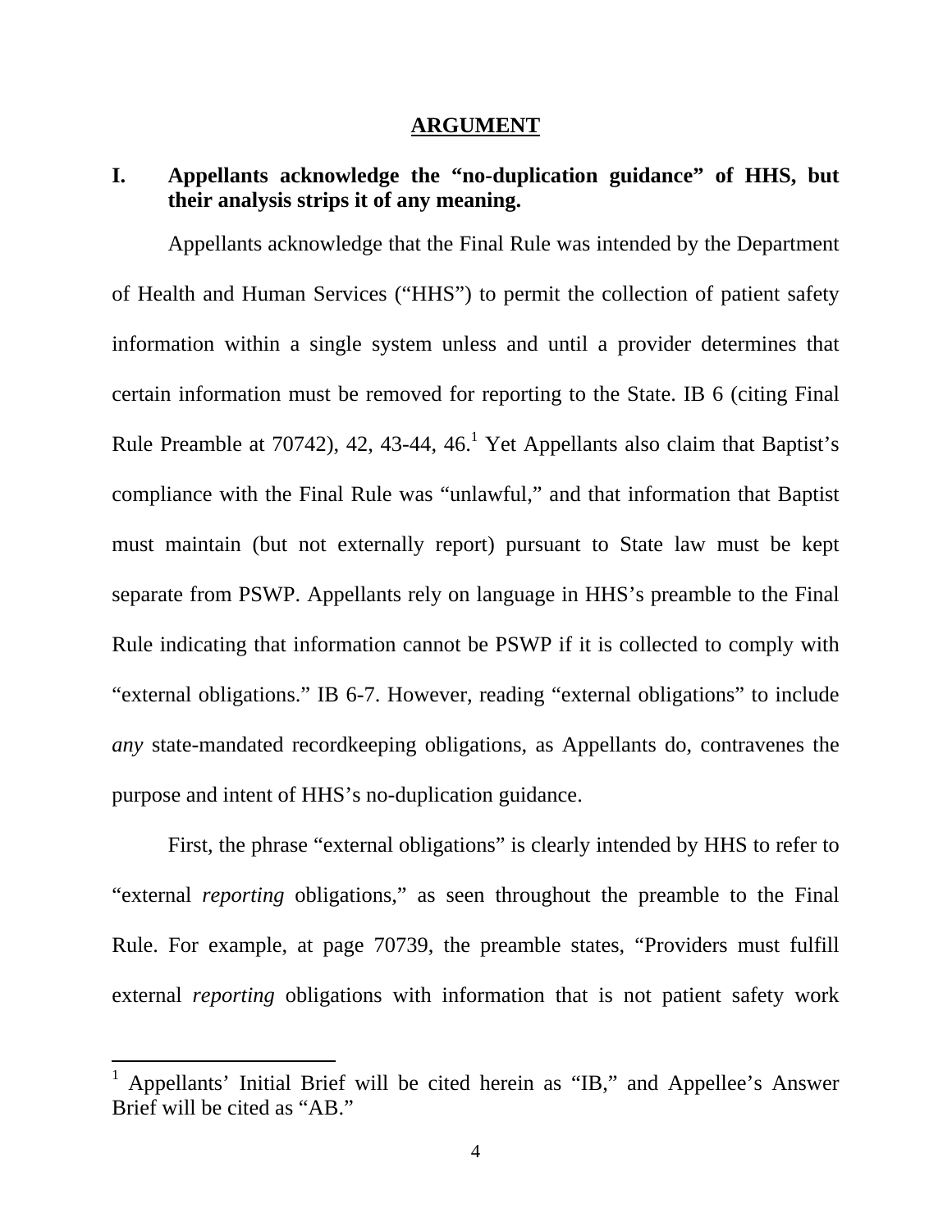## ARGUMENT

### I. Appellants acknowledge the "no-duplication guidance" of HHS, but their analysis strips it of any meaning.

Appellants acknowledge that the Final Rule was intended by the Department of Health and Human Services ("HHS") to permit the collection of patient safety information within a single system unless and until a provider determines that certain information must be removed for reporting to the State. IB 6 (citing Final Rule Preamble at 70742), 42, 43-44, 46.[1] Yet Appellants also claim that Baptist's compliance with the Final Rule was "unlawful," and that information that Baptist must maintain (but not externally report) pursuant to State law must be kept separate from PSWP. Appellants rely on language in HHS's preamble to the Final Rule indicating that information cannot be PSWP if it is collected to comply with "external obligations." IB 6-7. However, reading "external obligations" to include *any* state-mandated recordkeeping obligations, as Appellants do, contravenes the purpose and intent of HHS's no-duplication guidance.

First, the phrase "external obligations" is clearly intended by HHS to refer to "external *reporting* obligations," as seen throughout the preamble to the Final Rule. For example, at page 70739, the preamble states, "Providers must fulfill external *reporting* obligations with information that is not patient safety work

[1] Appellants' Initial Brief will be cited herein as "IB," and Appellee's Answer Brief will be cited as "AB."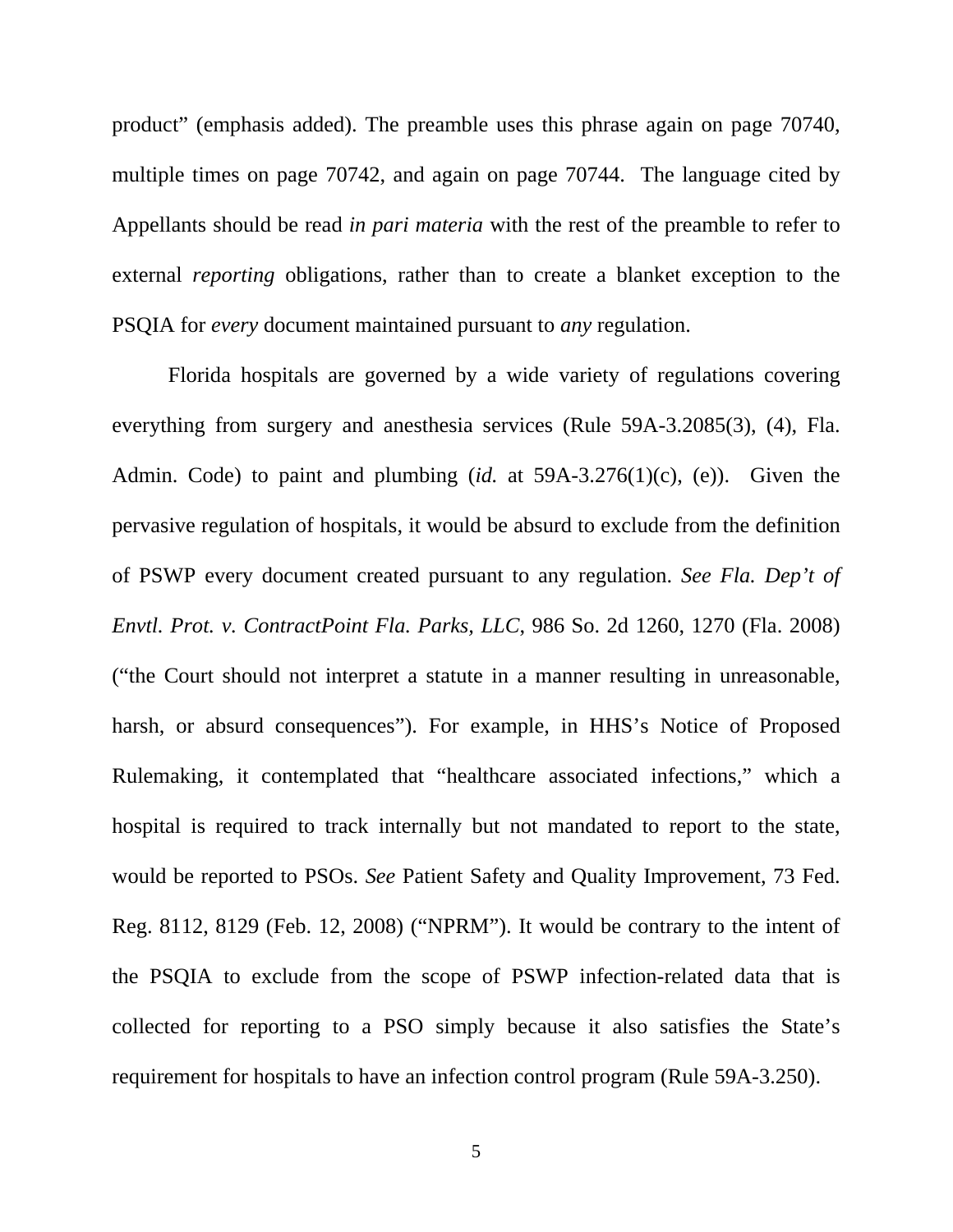product" (emphasis added). The preamble uses this phrase again on page 70740, multiple times on page 70742, and again on page 70744. The language cited by Appellants should be read *in pari materia* with the rest of the preamble to refer to external *reporting* obligations, rather than to create a blanket exception to the PSQIA for *every* document maintained pursuant to *any* regulation.

Florida hospitals are governed by a wide variety of regulations covering everything from surgery and anesthesia services (Rule 59A-3.2085(3), (4), Fla. Admin. Code) to paint and plumbing (*id.* at 59A-3.276(1)(c), (e)). Given the pervasive regulation of hospitals, it would be absurd to exclude from the definition of PSWP every document created pursuant to any regulation. *See Fla. Dep't of Envtl. Prot. v. ContractPoint Fla. Parks, LLC,* 986 So. 2d 1260, 1270 (Fla. 2008) ("the Court should not interpret a statute in a manner resulting in unreasonable, harsh, or absurd consequences"). For example, in HHS's Notice of Proposed Rulemaking, it contemplated that "healthcare associated infections," which a hospital is required to track internally but not mandated to report to the state, would be reported to PSOs. *See* Patient Safety and Quality Improvement, 73 Fed. Reg. 8112, 8129 (Feb. 12, 2008) ("NPRM"). It would be contrary to the intent of the PSQIA to exclude from the scope of PSWP infection-related data that is collected for reporting to a PSO simply because it also satisfies the State's requirement for hospitals to have an infection control program (Rule 59A-3.250).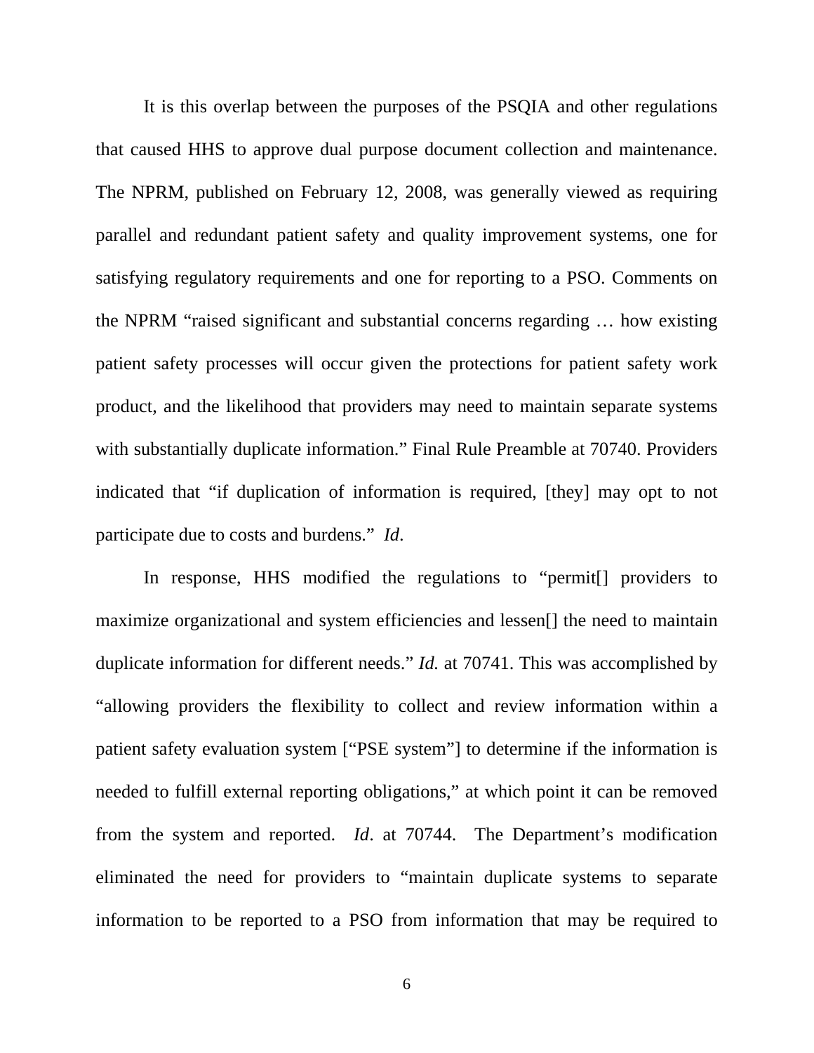It is this overlap between the purposes of the PSQIA and other regulations that caused HHS to approve dual purpose document collection and maintenance. The NPRM, published on February 12, 2008, was generally viewed as requiring parallel and redundant patient safety and quality improvement systems, one for satisfying regulatory requirements and one for reporting to a PSO. Comments on the NPRM "raised significant and substantial concerns regarding … how existing patient safety processes will occur given the protections for patient safety work product, and the likelihood that providers may need to maintain separate systems with substantially duplicate information." Final Rule Preamble at 70740. Providers indicated that "if duplication of information is required, [they] may opt to not participate due to costs and burdens." *Id*.

In response, HHS modified the regulations to "permit[] providers to maximize organizational and system efficiencies and lessen[] the need to maintain duplicate information for different needs." *Id.* at 70741. This was accomplished by "allowing providers the flexibility to collect and review information within a patient safety evaluation system ["PSE system"] to determine if the information is needed to fulfill external reporting obligations," at which point it can be removed from the system and reported. *Id*. at 70744. The Department's modification eliminated the need for providers to "maintain duplicate systems to separate information to be reported to a PSO from information that may be required to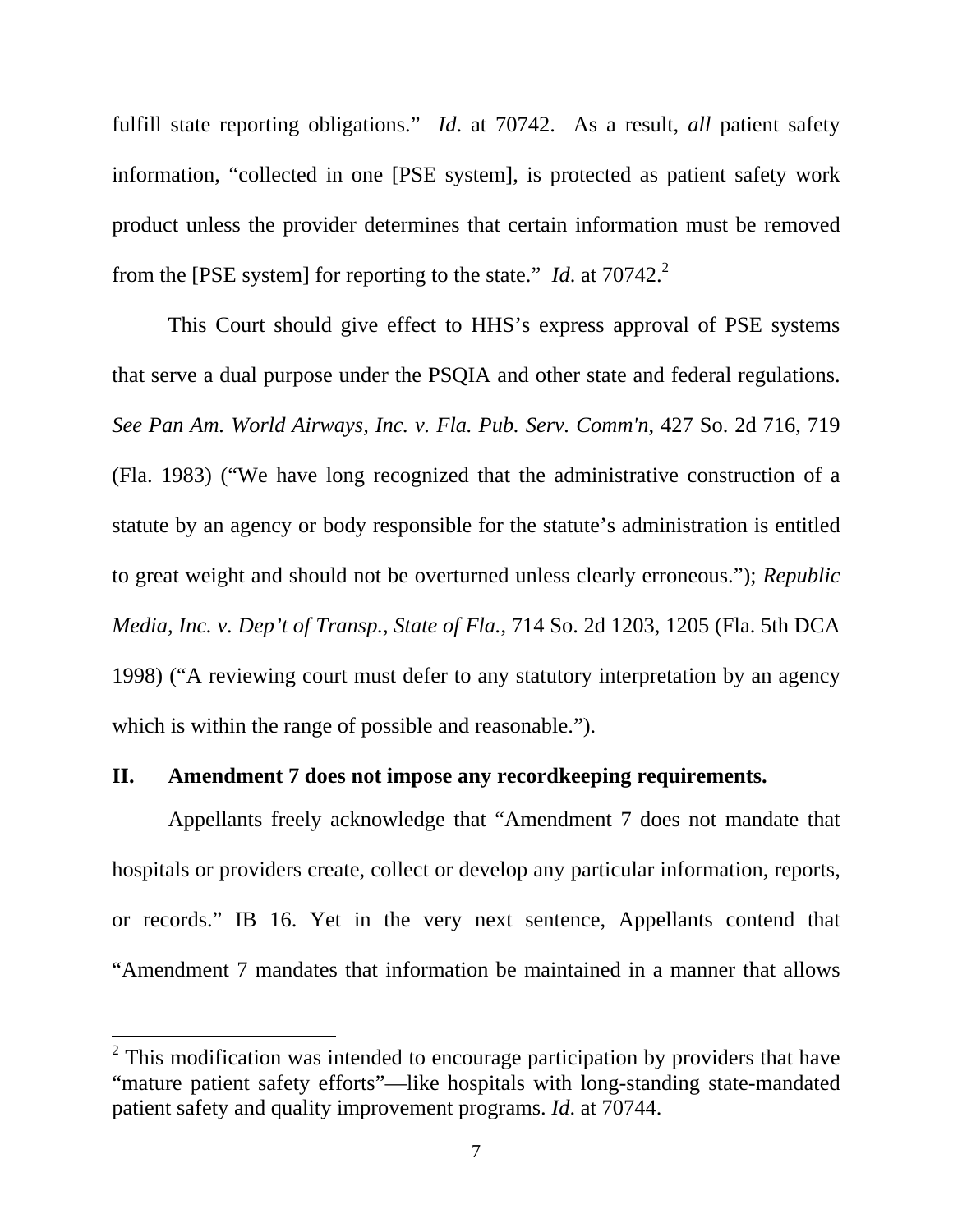fulfill state reporting obligations." *Id*. at 70742. As a result, *all* patient safety information, "collected in one [PSE system], is protected as patient safety work product unless the provider determines that certain information must be removed from the [PSE system] for reporting to the state." *Id*. at 70742.[2]

This Court should give effect to HHS's express approval of PSE systems that serve a dual purpose under the PSQIA and other state and federal regulations. *See Pan Am. World Airways, Inc. v. Fla. Pub. Serv. Comm'n*, 427 So. 2d 716, 719 (Fla. 1983) ("We have long recognized that the administrative construction of a statute by an agency or body responsible for the statute's administration is entitled to great weight and should not be overturned unless clearly erroneous."); *Republic Media, Inc. v. Dep't of Transp., State of Fla.*, 714 So. 2d 1203, 1205 (Fla. 5th DCA 1998) ("A reviewing court must defer to any statutory interpretation by an agency which is within the range of possible and reasonable.").

## II. Amendment 7 does not impose any recordkeeping requirements.

Appellants freely acknowledge that "Amendment 7 does not mandate that hospitals or providers create, collect or develop any particular information, reports, or records." IB 16. Yet in the very next sentence, Appellants contend that "Amendment 7 mandates that information be maintained in a manner that allows

[2] This modification was intended to encourage participation by providers that have "mature patient safety efforts"—like hospitals with long-standing state-mandated patient safety and quality improvement programs. *Id*. at 70744.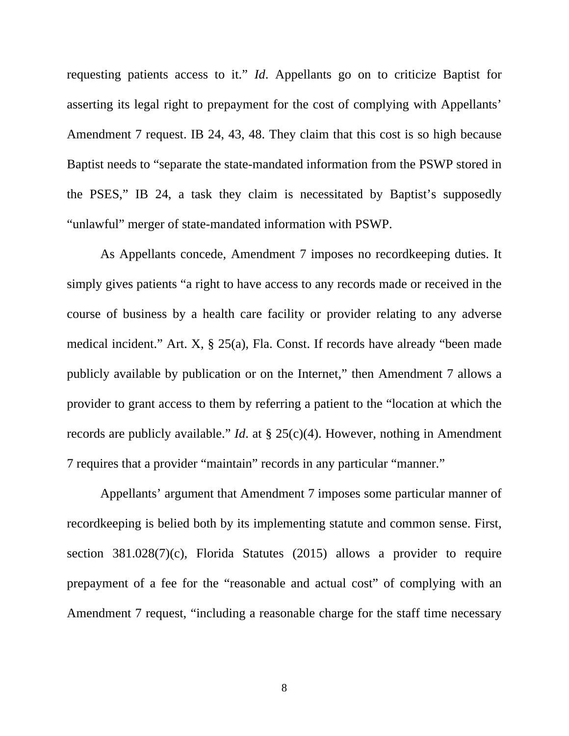requesting patients access to it." *Id*. Appellants go on to criticize Baptist for asserting its legal right to prepayment for the cost of complying with Appellants' Amendment 7 request. IB 24, 43, 48. They claim that this cost is so high because Baptist needs to "separate the state-mandated information from the PSWP stored in the PSES," IB 24, a task they claim is necessitated by Baptist's supposedly "unlawful" merger of state-mandated information with PSWP.

As Appellants concede, Amendment 7 imposes no recordkeeping duties. It simply gives patients "a right to have access to any records made or received in the course of business by a health care facility or provider relating to any adverse medical incident." Art. X, § 25(a), Fla. Const. If records have already "been made publicly available by publication or on the Internet," then Amendment 7 allows a provider to grant access to them by referring a patient to the "location at which the records are publicly available." *Id*. at § 25(c)(4). However, nothing in Amendment 7 requires that a provider "maintain" records in any particular "manner."

Appellants' argument that Amendment 7 imposes some particular manner of recordkeeping is belied both by its implementing statute and common sense. First, section 381.028(7)(c), Florida Statutes (2015) allows a provider to require prepayment of a fee for the "reasonable and actual cost" of complying with an Amendment 7 request, "including a reasonable charge for the staff time necessary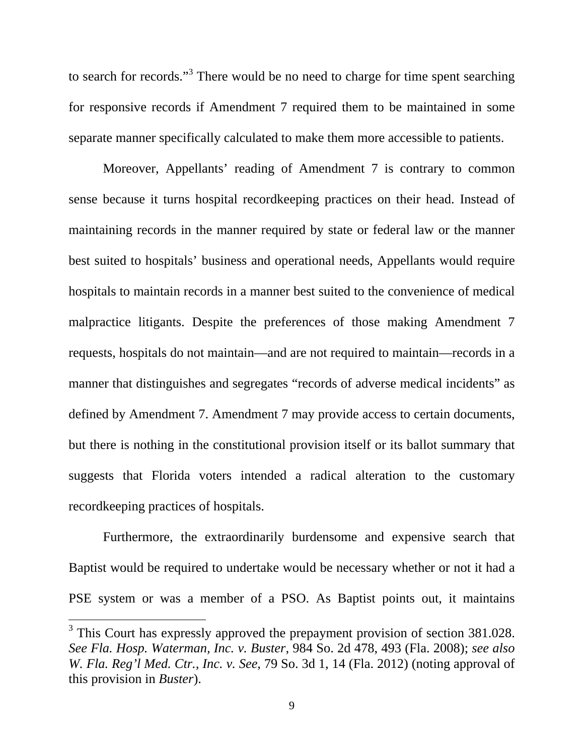to search for records."[3] There would be no need to charge for time spent searching for responsive records if Amendment 7 required them to be maintained in some separate manner specifically calculated to make them more accessible to patients.

Moreover, Appellants' reading of Amendment 7 is contrary to common sense because it turns hospital recordkeeping practices on their head. Instead of maintaining records in the manner required by state or federal law or the manner best suited to hospitals' business and operational needs, Appellants would require hospitals to maintain records in a manner best suited to the convenience of medical malpractice litigants. Despite the preferences of those making Amendment 7 requests, hospitals do not maintain—and are not required to maintain—records in a manner that distinguishes and segregates "records of adverse medical incidents" as defined by Amendment 7. Amendment 7 may provide access to certain documents, but there is nothing in the constitutional provision itself or its ballot summary that suggests that Florida voters intended a radical alteration to the customary recordkeeping practices of hospitals.

Furthermore, the extraordinarily burdensome and expensive search that Baptist would be required to undertake would be necessary whether or not it had a PSE system or was a member of a PSO. As Baptist points out, it maintains

---

[3] This Court has expressly approved the prepayment provision of section 381.028. *See Fla. Hosp. Waterman, Inc. v. Buster*, 984 So. 2d 478, 493 (Fla. 2008); *see also W. Fla. Reg'l Med. Ctr., Inc. v. See*, 79 So. 3d 1, 14 (Fla. 2012) (noting approval of this provision in *Buster*).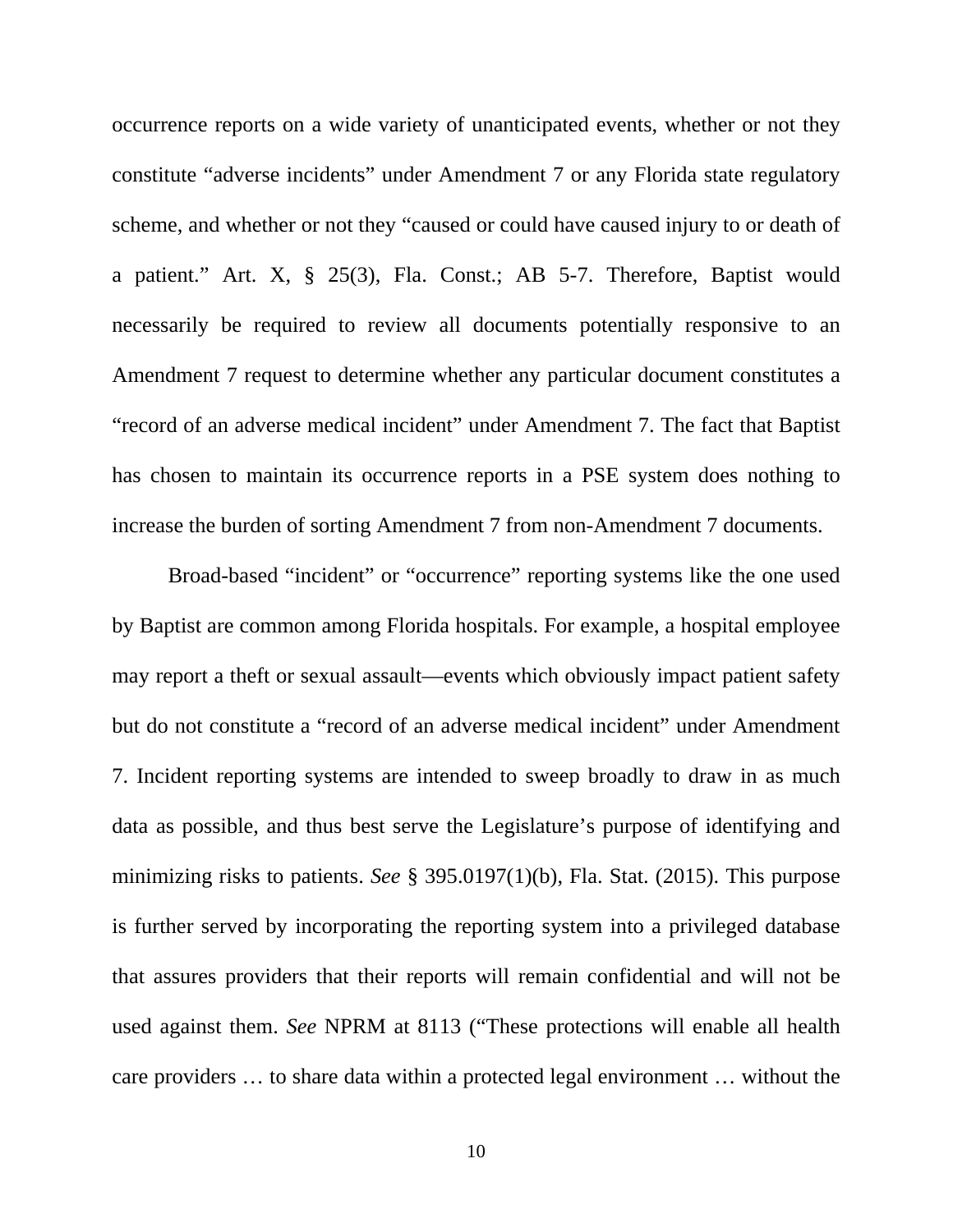occurrence reports on a wide variety of unanticipated events, whether or not they constitute "adverse incidents" under Amendment 7 or any Florida state regulatory scheme, and whether or not they "caused or could have caused injury to or death of a patient." Art. X, § 25(3), Fla. Const.; AB 5-7. Therefore, Baptist would necessarily be required to review all documents potentially responsive to an Amendment 7 request to determine whether any particular document constitutes a "record of an adverse medical incident" under Amendment 7. The fact that Baptist has chosen to maintain its occurrence reports in a PSE system does nothing to increase the burden of sorting Amendment 7 from non-Amendment 7 documents.

Broad-based "incident" or "occurrence" reporting systems like the one used by Baptist are common among Florida hospitals. For example, a hospital employee may report a theft or sexual assault—events which obviously impact patient safety but do not constitute a "record of an adverse medical incident" under Amendment 7. Incident reporting systems are intended to sweep broadly to draw in as much data as possible, and thus best serve the Legislature's purpose of identifying and minimizing risks to patients. *See* § 395.0197(1)(b), Fla. Stat. (2015). This purpose is further served by incorporating the reporting system into a privileged database that assures providers that their reports will remain confidential and will not be used against them. *See* NPRM at 8113 ("These protections will enable all health care providers … to share data within a protected legal environment … without the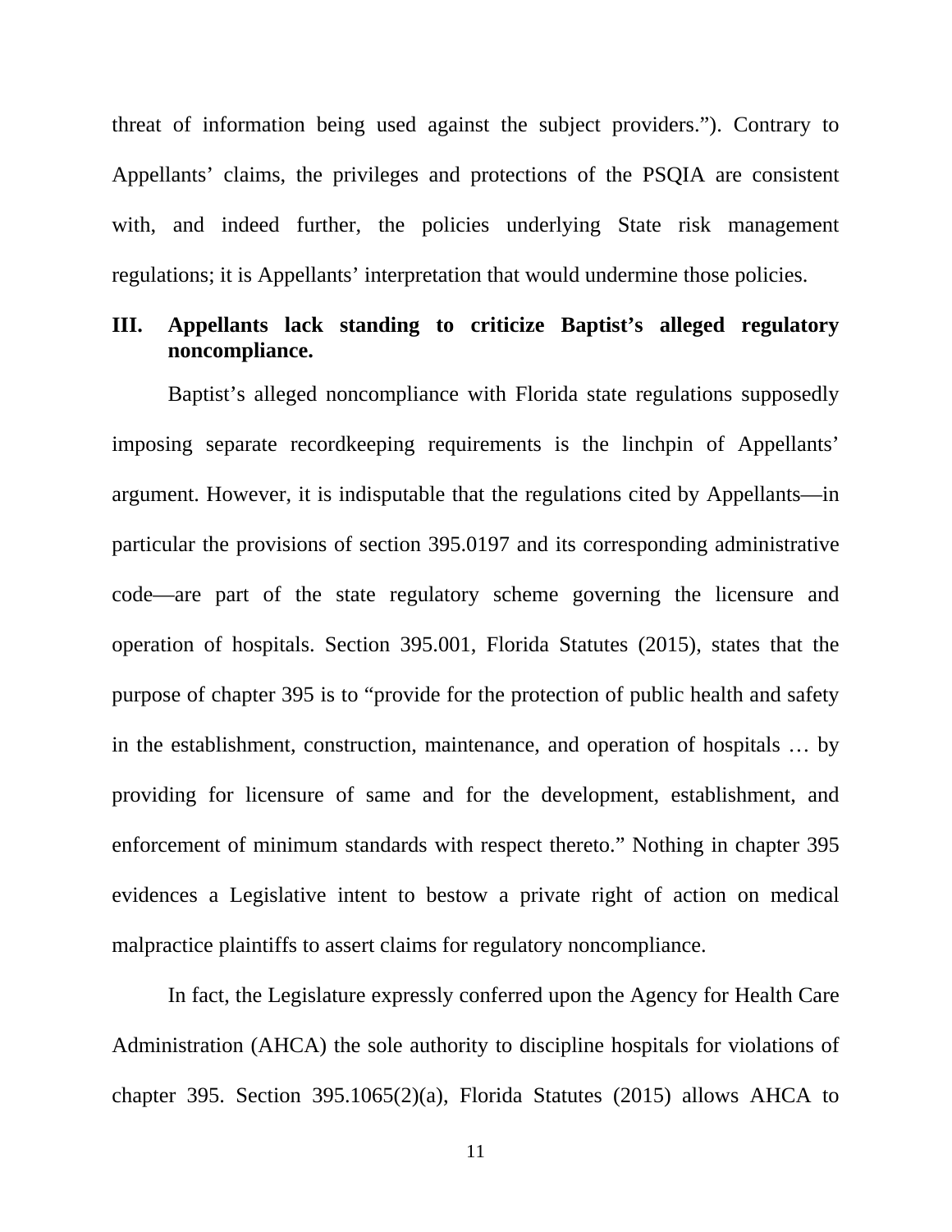threat of information being used against the subject providers."). Contrary to Appellants' claims, the privileges and protections of the PSQIA are consistent with, and indeed further, the policies underlying State risk management regulations; it is Appellants' interpretation that would undermine those policies.

## III. Appellants lack standing to criticize Baptist's alleged regulatory noncompliance.

Baptist's alleged noncompliance with Florida state regulations supposedly imposing separate recordkeeping requirements is the linchpin of Appellants' argument. However, it is indisputable that the regulations cited by Appellants—in particular the provisions of section 395.0197 and its corresponding administrative code—are part of the state regulatory scheme governing the licensure and operation of hospitals. Section 395.001, Florida Statutes (2015), states that the purpose of chapter 395 is to "provide for the protection of public health and safety in the establishment, construction, maintenance, and operation of hospitals … by providing for licensure of same and for the development, establishment, and enforcement of minimum standards with respect thereto." Nothing in chapter 395 evidences a Legislative intent to bestow a private right of action on medical malpractice plaintiffs to assert claims for regulatory noncompliance.

In fact, the Legislature expressly conferred upon the Agency for Health Care Administration (AHCA) the sole authority to discipline hospitals for violations of chapter 395. Section 395.1065(2)(a), Florida Statutes (2015) allows AHCA to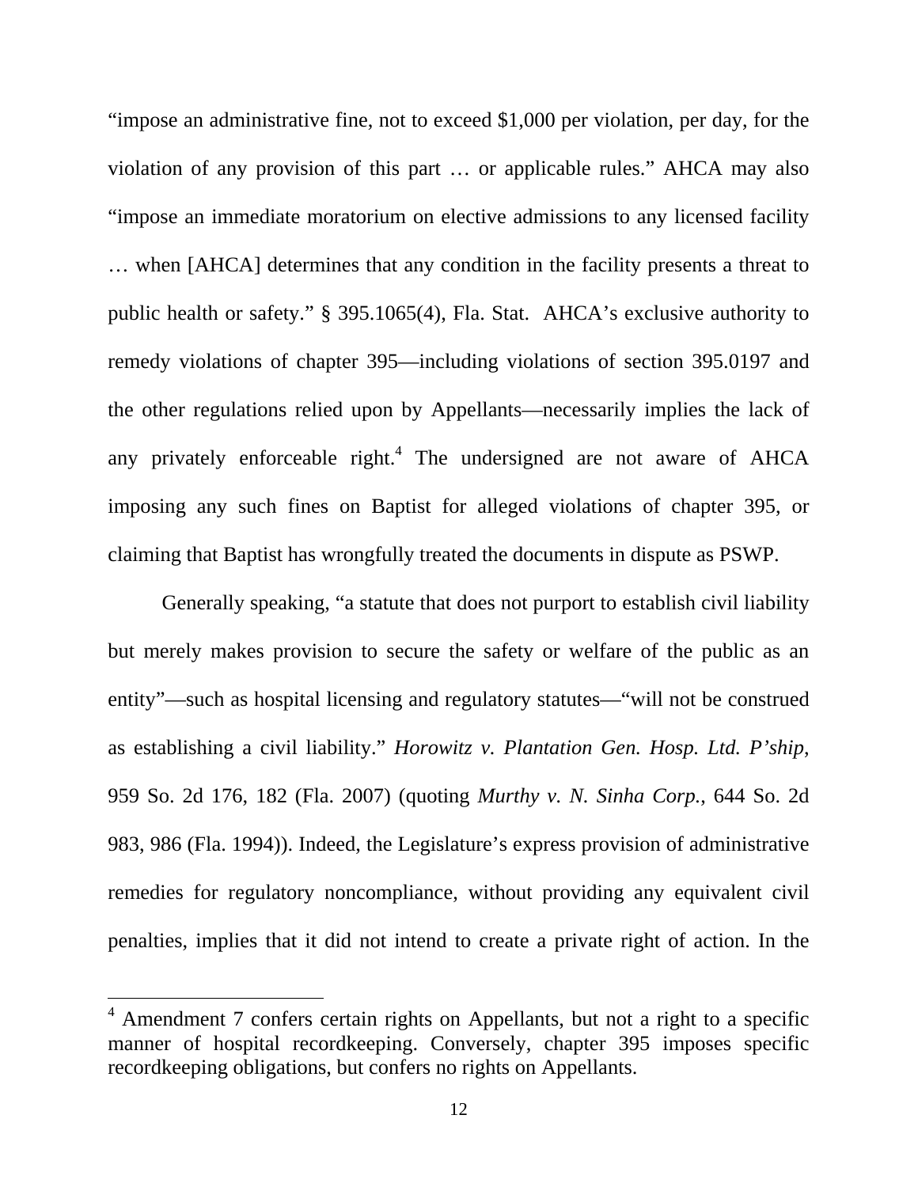"impose an administrative fine, not to exceed $1,000 per violation, per day, for the violation of any provision of this part … or applicable rules." AHCA may also "impose an immediate moratorium on elective admissions to any licensed facility … when [AHCA] determines that any condition in the facility presents a threat to public health or safety." § 395.1065(4), Fla. Stat. AHCA's exclusive authority to remedy violations of chapter 395—including violations of section 395.0197 and the other regulations relied upon by Appellants—necessarily implies the lack of any privately enforceable right.[4] The undersigned are not aware of AHCA imposing any such fines on Baptist for alleged violations of chapter 395, or claiming that Baptist has wrongfully treated the documents in dispute as PSWP.

Generally speaking, "a statute that does not purport to establish civil liability but merely makes provision to secure the safety or welfare of the public as an entity"—such as hospital licensing and regulatory statutes—"will not be construed as establishing a civil liability." *Horowitz v. Plantation Gen. Hosp. Ltd. P'ship*, 959 So. 2d 176, 182 (Fla. 2007) (quoting *Murthy v. N. Sinha Corp.*, 644 So. 2d 983, 986 (Fla. 1994)). Indeed, the Legislature's express provision of administrative remedies for regulatory noncompliance, without providing any equivalent civil penalties, implies that it did not intend to create a private right of action. In the

[4] Amendment 7 confers certain rights on Appellants, but not a right to a specific manner of hospital recordkeeping. Conversely, chapter 395 imposes specific recordkeeping obligations, but confers no rights on Appellants.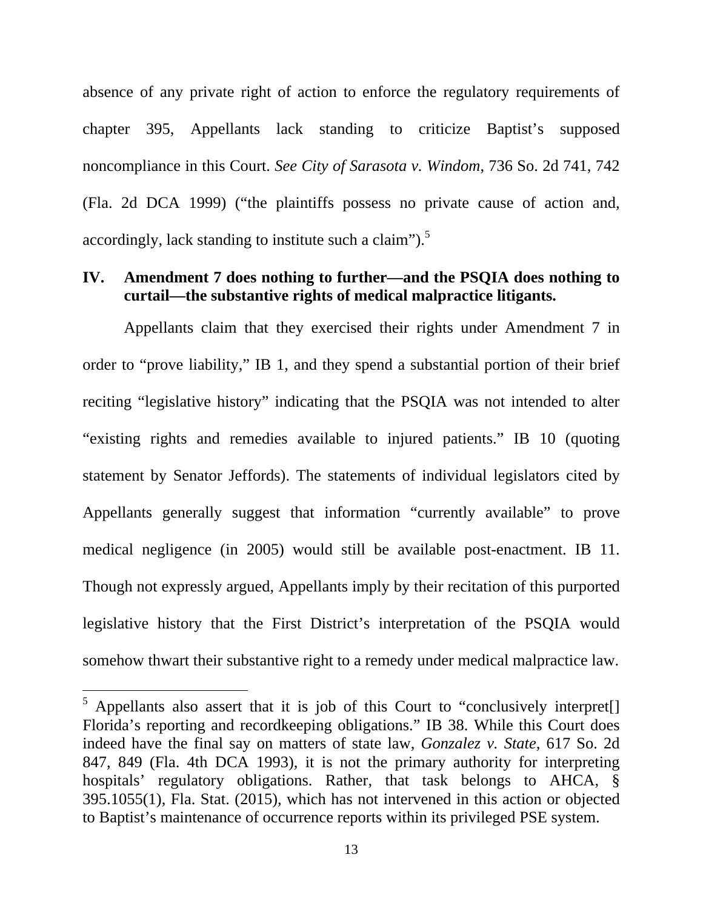absence of any private right of action to enforce the regulatory requirements of chapter 395, Appellants lack standing to criticize Baptist's supposed noncompliance in this Court. *See City of Sarasota v. Windom*, 736 So. 2d 741, 742 (Fla. 2d DCA 1999) ("the plaintiffs possess no private cause of action and, accordingly, lack standing to institute such a claim").[5]

## IV. Amendment 7 does nothing to further—and the PSQIA does nothing to curtail—the substantive rights of medical malpractice litigants.

Appellants claim that they exercised their rights under Amendment 7 in order to "prove liability," IB 1, and they spend a substantial portion of their brief reciting "legislative history" indicating that the PSQIA was not intended to alter "existing rights and remedies available to injured patients." IB 10 (quoting statement by Senator Jeffords). The statements of individual legislators cited by Appellants generally suggest that information "currently available" to prove medical negligence (in 2005) would still be available post-enactment. IB 11. Though not expressly argued, Appellants imply by their recitation of this purported legislative history that the First District's interpretation of the PSQIA would somehow thwart their substantive right to a remedy under medical malpractice law.

[5] Appellants also assert that it is job of this Court to "conclusively interpret[] Florida's reporting and recordkeeping obligations." IB 38. While this Court does indeed have the final say on matters of state law, *Gonzalez v. State*, 617 So. 2d 847, 849 (Fla. 4th DCA 1993), it is not the primary authority for interpreting hospitals' regulatory obligations. Rather, that task belongs to AHCA, § 395.1055(1), Fla. Stat. (2015), which has not intervened in this action or objected to Baptist's maintenance of occurrence reports within its privileged PSE system.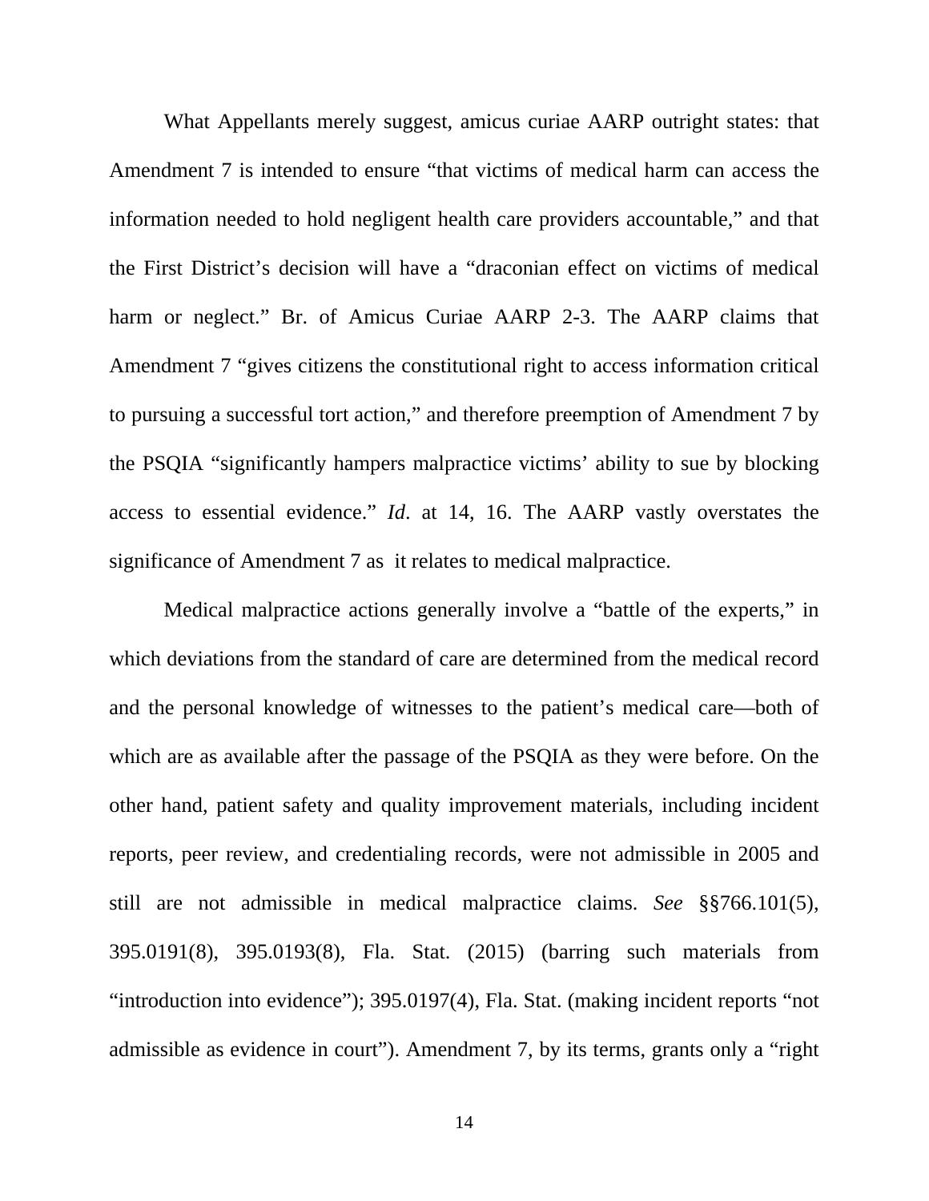What Appellants merely suggest, amicus curiae AARP outright states: that Amendment 7 is intended to ensure "that victims of medical harm can access the information needed to hold negligent health care providers accountable," and that the First District's decision will have a "draconian effect on victims of medical harm or neglect." Br. of Amicus Curiae AARP 2-3. The AARP claims that Amendment 7 "gives citizens the constitutional right to access information critical to pursuing a successful tort action," and therefore preemption of Amendment 7 by the PSQIA "significantly hampers malpractice victims' ability to sue by blocking access to essential evidence." *Id*. at 14, 16. The AARP vastly overstates the significance of Amendment 7 as it relates to medical malpractice.

Medical malpractice actions generally involve a "battle of the experts," in which deviations from the standard of care are determined from the medical record and the personal knowledge of witnesses to the patient's medical care—both of which are as available after the passage of the PSQIA as they were before. On the other hand, patient safety and quality improvement materials, including incident reports, peer review, and credentialing records, were not admissible in 2005 and still are not admissible in medical malpractice claims. *See* §§766.101(5), 395.0191(8), 395.0193(8), Fla. Stat. (2015) (barring such materials from "introduction into evidence"); 395.0197(4), Fla. Stat. (making incident reports "not admissible as evidence in court"). Amendment 7, by its terms, grants only a "right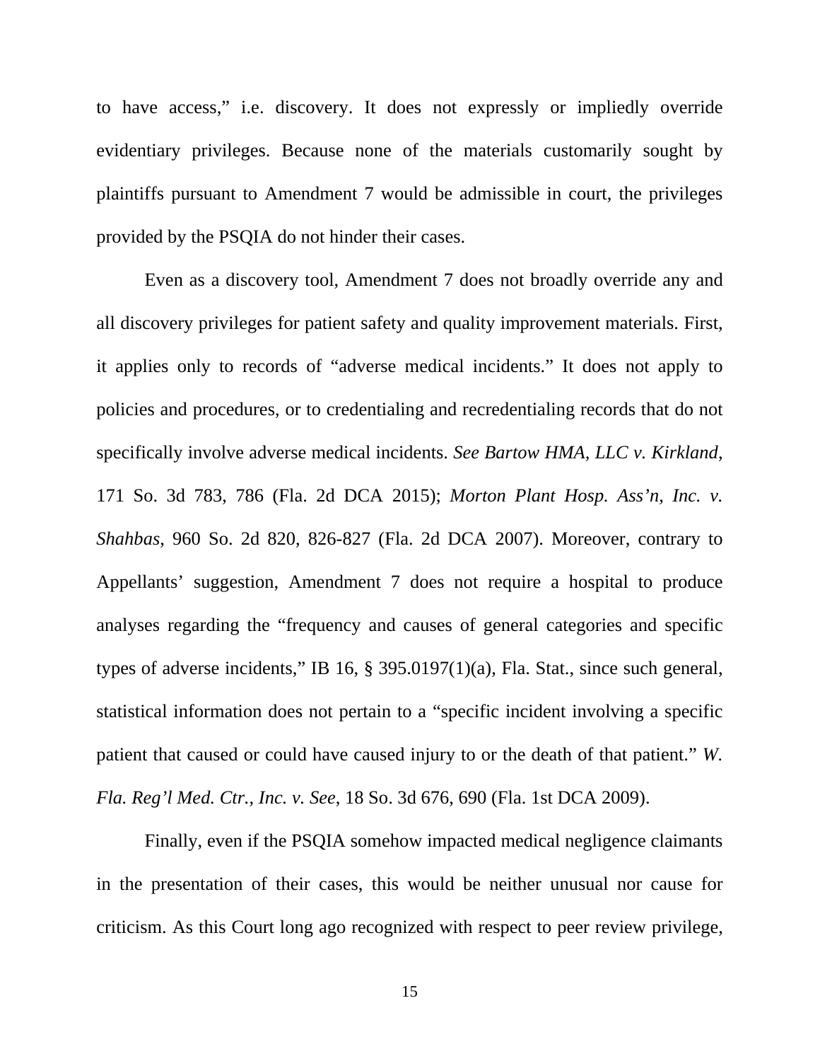to have access," i.e. discovery. It does not expressly or impliedly override evidentiary privileges. Because none of the materials customarily sought by plaintiffs pursuant to Amendment 7 would be admissible in court, the privileges provided by the PSQIA do not hinder their cases.

Even as a discovery tool, Amendment 7 does not broadly override any and all discovery privileges for patient safety and quality improvement materials. First, it applies only to records of "adverse medical incidents." It does not apply to policies and procedures, or to credentialing and recredentialing records that do not specifically involve adverse medical incidents. *See Bartow HMA, LLC v. Kirkland*, 171 So. 3d 783, 786 (Fla. 2d DCA 2015); *Morton Plant Hosp. Ass'n, Inc. v. Shahbas*, 960 So. 2d 820, 826-827 (Fla. 2d DCA 2007). Moreover, contrary to Appellants' suggestion, Amendment 7 does not require a hospital to produce analyses regarding the "frequency and causes of general categories and specific types of adverse incidents," IB 16, § 395.0197(1)(a), Fla. Stat., since such general, statistical information does not pertain to a "specific incident involving a specific patient that caused or could have caused injury to or the death of that patient." *W. Fla. Reg'l Med. Ctr., Inc. v. See*, 18 So. 3d 676, 690 (Fla. 1st DCA 2009).

Finally, even if the PSQIA somehow impacted medical negligence claimants in the presentation of their cases, this would be neither unusual nor cause for criticism. As this Court long ago recognized with respect to peer review privilege,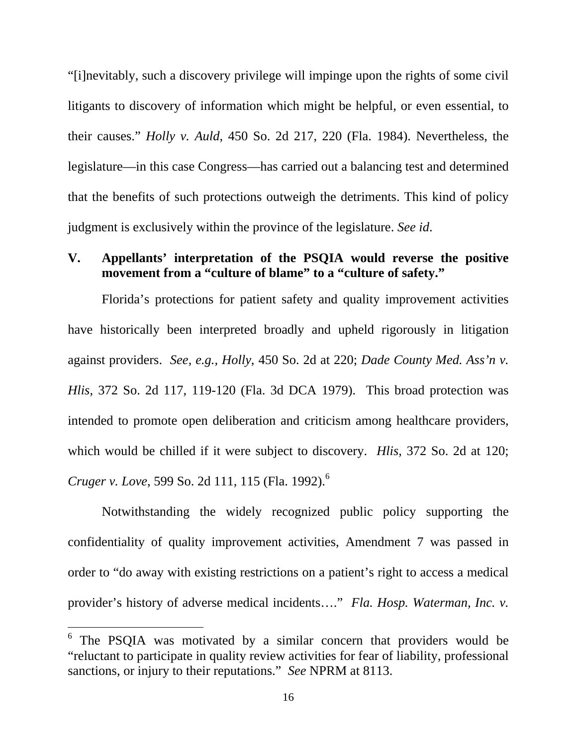"[i]nevitably, such a discovery privilege will impinge upon the rights of some civil litigants to discovery of information which might be helpful, or even essential, to their causes." *Holly v. Auld*, 450 So. 2d 217, 220 (Fla. 1984). Nevertheless, the legislature—in this case Congress—has carried out a balancing test and determined that the benefits of such protections outweigh the detriments. This kind of policy judgment is exclusively within the province of the legislature. *See id*.

## V. Appellants' interpretation of the PSQIA would reverse the positive movement from a "culture of blame" to a "culture of safety."

Florida's protections for patient safety and quality improvement activities have historically been interpreted broadly and upheld rigorously in litigation against providers. *See, e.g.*, *Holly*, 450 So. 2d at 220; *Dade County Med. Ass'n v. Hlis*, 372 So. 2d 117, 119-120 (Fla. 3d DCA 1979). This broad protection was intended to promote open deliberation and criticism among healthcare providers, which would be chilled if it were subject to discovery. *Hlis*, 372 So. 2d at 120; *Cruger v. Love*, 599 So. 2d 111, 115 (Fla. 1992).[6]

Notwithstanding the widely recognized public policy supporting the confidentiality of quality improvement activities, Amendment 7 was passed in order to "do away with existing restrictions on a patient's right to access a medical provider's history of adverse medical incidents…." *Fla. Hosp. Waterman, Inc. v.*

---

[6] The PSQIA was motivated by a similar concern that providers would be "reluctant to participate in quality review activities for fear of liability, professional sanctions, or injury to their reputations." *See* NPRM at 8113.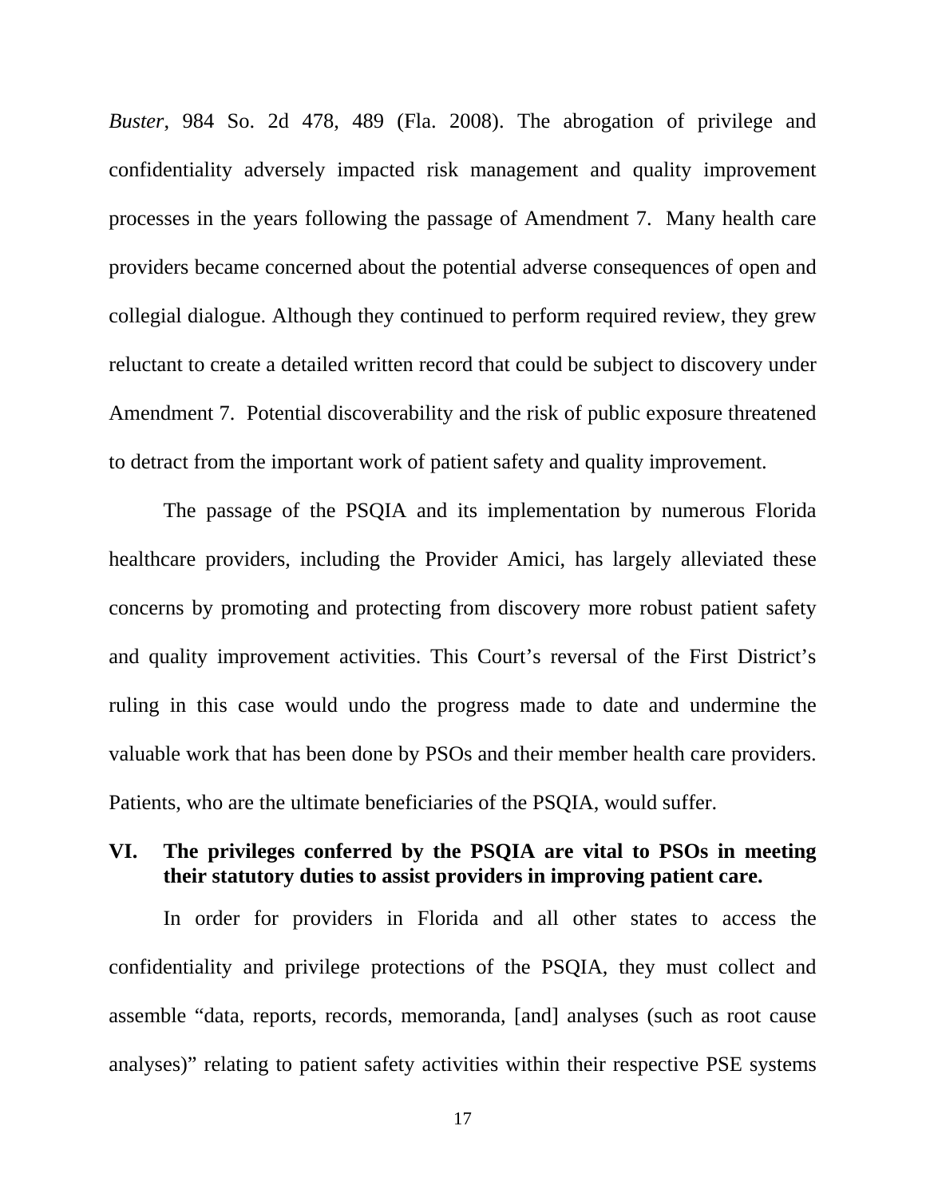*Buster*, 984 So. 2d 478, 489 (Fla. 2008). The abrogation of privilege and confidentiality adversely impacted risk management and quality improvement processes in the years following the passage of Amendment 7. Many health care providers became concerned about the potential adverse consequences of open and collegial dialogue. Although they continued to perform required review, they grew reluctant to create a detailed written record that could be subject to discovery under Amendment 7. Potential discoverability and the risk of public exposure threatened to detract from the important work of patient safety and quality improvement.

The passage of the PSQIA and its implementation by numerous Florida healthcare providers, including the Provider Amici, has largely alleviated these concerns by promoting and protecting from discovery more robust patient safety and quality improvement activities. This Court's reversal of the First District's ruling in this case would undo the progress made to date and undermine the valuable work that has been done by PSOs and their member health care providers. Patients, who are the ultimate beneficiaries of the PSQIA, would suffer.

## VI. The privileges conferred by the PSQIA are vital to PSOs in meeting their statutory duties to assist providers in improving patient care.

In order for providers in Florida and all other states to access the confidentiality and privilege protections of the PSQIA, they must collect and assemble "data, reports, records, memoranda, [and] analyses (such as root cause analyses)" relating to patient safety activities within their respective PSE systems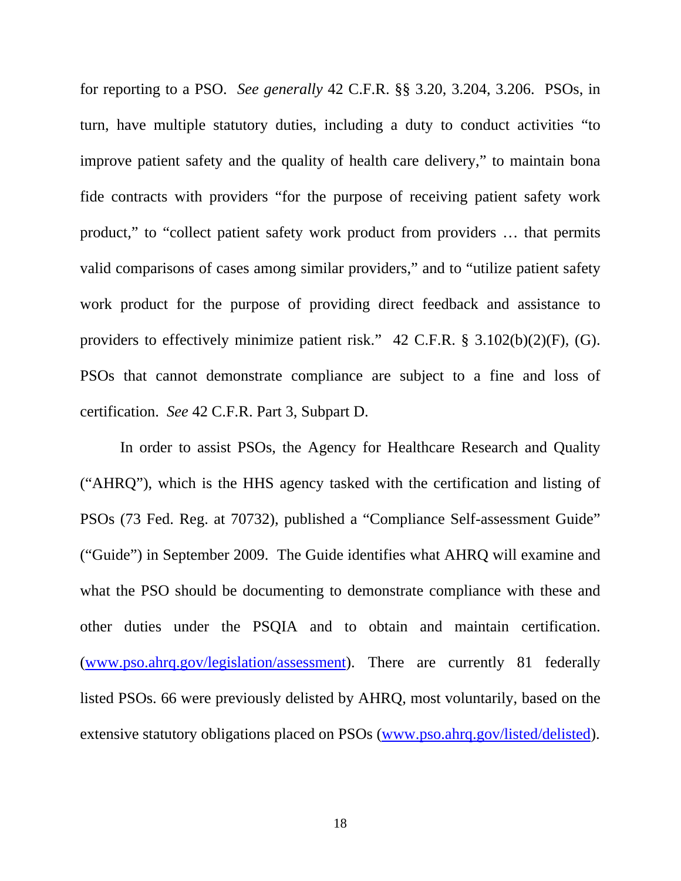for reporting to a PSO. *See generally* 42 C.F.R. §§ 3.20, 3.204, 3.206. PSOs, in turn, have multiple statutory duties, including a duty to conduct activities "to improve patient safety and the quality of health care delivery," to maintain bona fide contracts with providers "for the purpose of receiving patient safety work product," to "collect patient safety work product from providers … that permits valid comparisons of cases among similar providers," and to "utilize patient safety work product for the purpose of providing direct feedback and assistance to providers to effectively minimize patient risk." 42 C.F.R. § 3.102(b)(2)(F), (G). PSOs that cannot demonstrate compliance are subject to a fine and loss of certification. *See* 42 C.F.R. Part 3, Subpart D.

In order to assist PSOs, the Agency for Healthcare Research and Quality ("AHRQ"), which is the HHS agency tasked with the certification and listing of PSOs (73 Fed. Reg. at 70732), published a "Compliance Self-assessment Guide" ("Guide") in September 2009. The Guide identifies what AHRQ will examine and what the PSO should be documenting to demonstrate compliance with these and other duties under the PSQIA and to obtain and maintain certification. (www.pso.ahrq.gov/legislation/assessment). There are currently 81 federally listed PSOs. 66 were previously delisted by AHRQ, most voluntarily, based on the extensive statutory obligations placed on PSOs (www.pso.ahrq.gov/listed/delisted).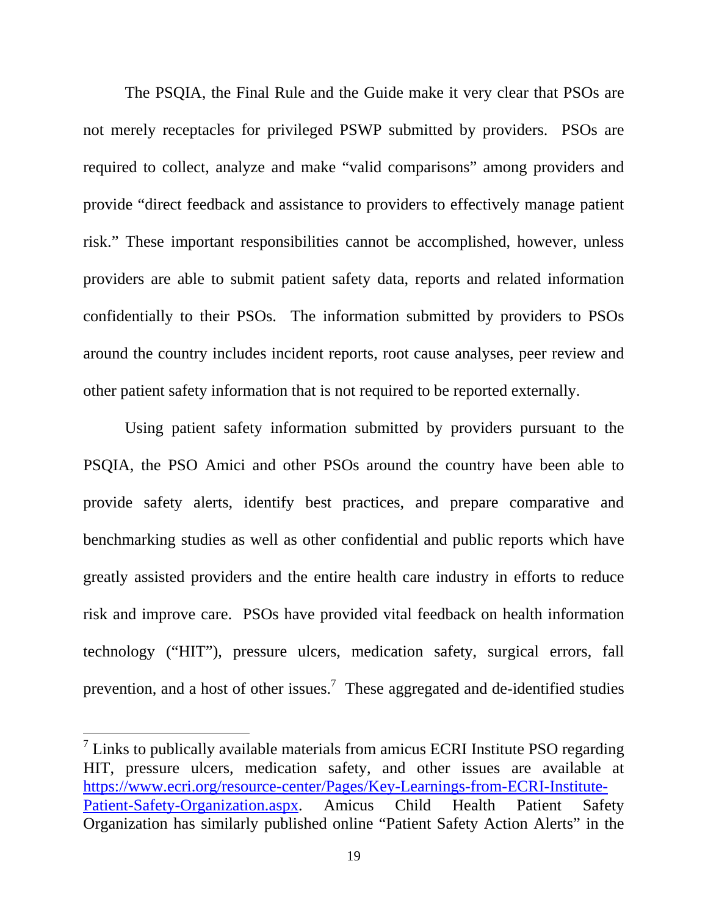The PSQIA, the Final Rule and the Guide make it very clear that PSOs are not merely receptacles for privileged PSWP submitted by providers. PSOs are required to collect, analyze and make "valid comparisons" among providers and provide "direct feedback and assistance to providers to effectively manage patient risk." These important responsibilities cannot be accomplished, however, unless providers are able to submit patient safety data, reports and related information confidentially to their PSOs. The information submitted by providers to PSOs around the country includes incident reports, root cause analyses, peer review and other patient safety information that is not required to be reported externally.

Using patient safety information submitted by providers pursuant to the PSQIA, the PSO Amici and other PSOs around the country have been able to provide safety alerts, identify best practices, and prepare comparative and benchmarking studies as well as other confidential and public reports which have greatly assisted providers and the entire health care industry in efforts to reduce risk and improve care. PSOs have provided vital feedback on health information technology ("HIT"), pressure ulcers, medication safety, surgical errors, fall prevention, and a host of other issues.[7] These aggregated and de-identified studies

---

[7] Links to publically available materials from amicus ECRI Institute PSO regarding HIT, pressure ulcers, medication safety, and other issues are available at https://www.ecri.org/resource-center/Pages/Key-Learnings-from-ECRI-Institute-Patient-Safety-Organization.aspx. Amicus Child Health Patient Safety Organization has similarly published online "Patient Safety Action Alerts" in the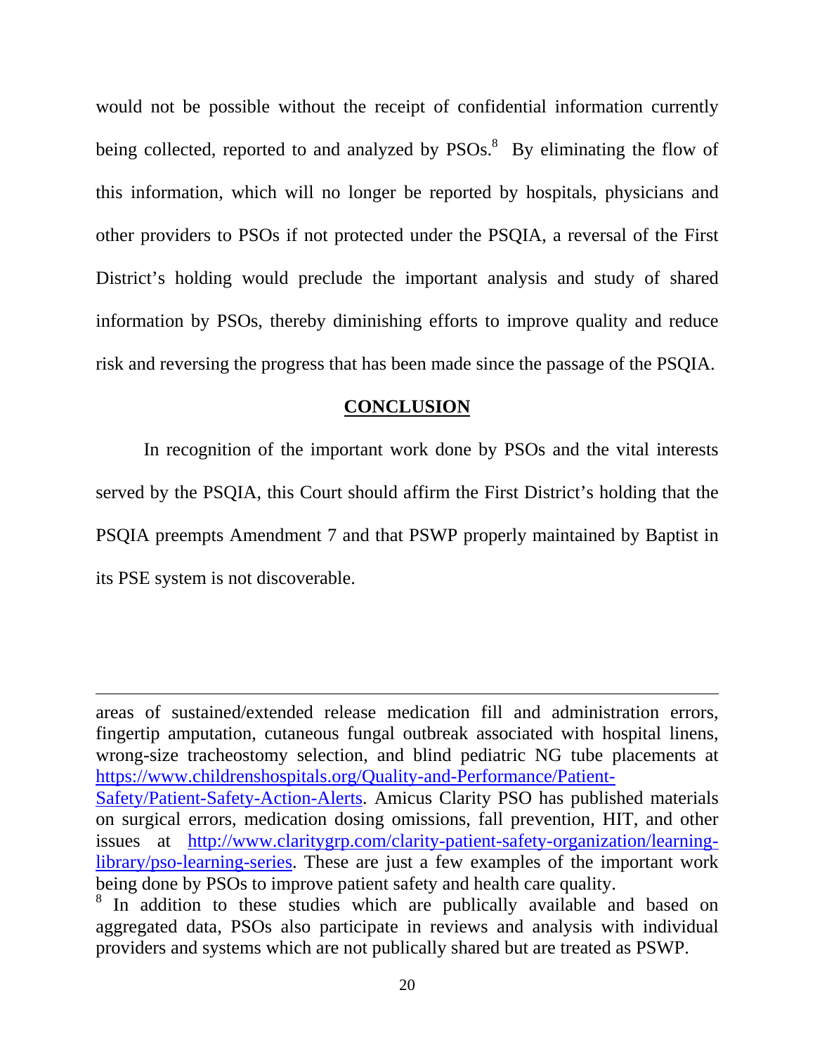would not be possible without the receipt of confidential information currently being collected, reported to and analyzed by PSOs.[8] By eliminating the flow of this information, which will no longer be reported by hospitals, physicians and other providers to PSOs if not protected under the PSQIA, a reversal of the First District's holding would preclude the important analysis and study of shared information by PSOs, thereby diminishing efforts to improve quality and reduce risk and reversing the progress that has been made since the passage of the PSQIA.

## CONCLUSION

In recognition of the important work done by PSOs and the vital interests served by the PSQIA, this Court should affirm the First District's holding that the PSQIA preempts Amendment 7 and that PSWP properly maintained by Baptist in its PSE system is not discoverable.

---

areas of sustained/extended release medication fill and administration errors, fingertip amputation, cutaneous fungal outbreak associated with hospital linens, wrong-size tracheostomy selection, and blind pediatric NG tube placements at https://www.childrenshospitals.org/Quality-and-Performance/Patient-Safety/Patient-Safety-Action-Alerts. Amicus Clarity PSO has published materials on surgical errors, medication dosing omissions, fall prevention, HIT, and other issues at http://www.claritygrp.com/clarity-patient-safety-organization/learning-library/pso-learning-series. These are just a few examples of the important work being done by PSOs to improve patient safety and health care quality.

[8] In addition to these studies which are publically available and based on aggregated data, PSOs also participate in reviews and analysis with individual providers and systems which are not publically shared but are treated as PSWP.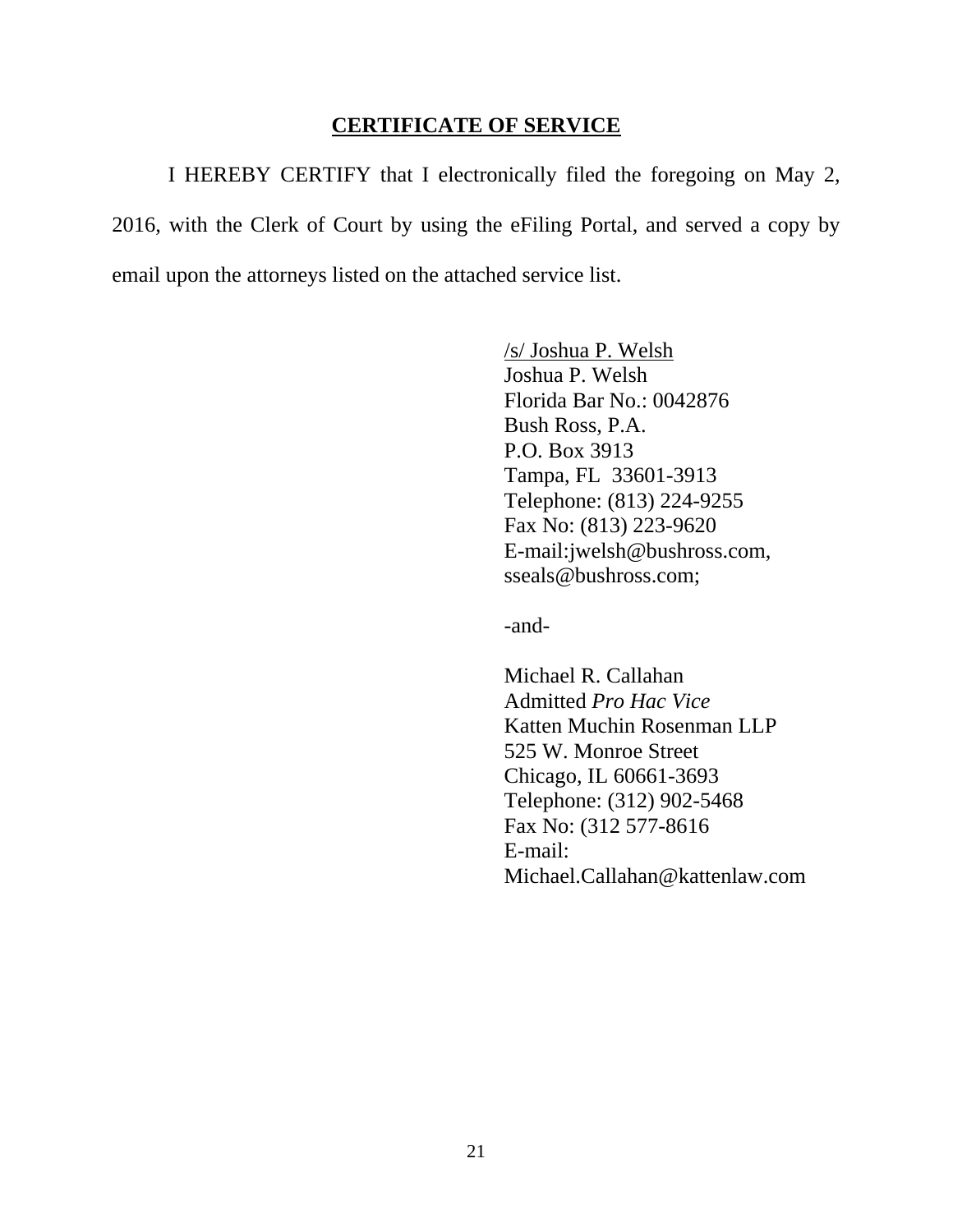## CERTIFICATE OF SERVICE

I HEREBY CERTIFY that I electronically filed the foregoing on May 2, 2016, with the Clerk of Court by using the eFiling Portal, and served a copy by email upon the attorneys listed on the attached service list.

/s/ Joshua P. Welsh  
Joshua P. Welsh  
Florida Bar No.: 0042876  
Bush Ross, P.A.  
P.O. Box 3913  
Tampa, FL 33601-3913  
Telephone: (813) 224-9255  
Fax No: (813) 223-9620  
E-mail:jwelsh@bushross.com,  
sseals@bushross.com;

-and-

Michael R. Callahan  
Admitted *Pro Hac Vice*  
Katten Muchin Rosenman LLP  
525 W. Monroe Street  
Chicago, IL 60661-3693  
Telephone: (312) 902-5468  
Fax No: (312 577-8616  
E-mail:  
Michael.Callahan@kattenlaw.com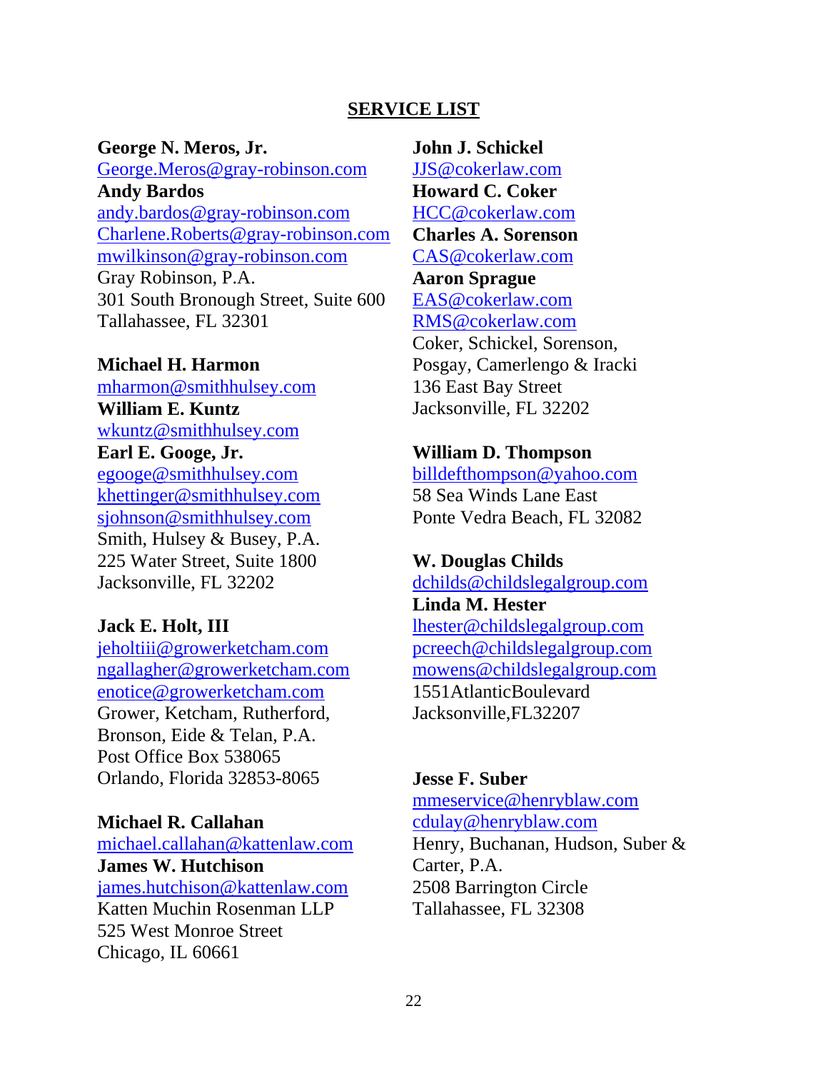## SERVICE LIST

**George N. Meros, Jr.**
George.Meros@gray-robinson.com
**Andy Bardos**
andy.bardos@gray-robinson.com
Charlene.Roberts@gray-robinson.com
mwilkinson@gray-robinson.com
Gray Robinson, P.A.
301 South Bronough Street, Suite 600
Tallahassee, FL 32301

**Michael H. Harmon**
mharmon@smithhulsey.com
**William E. Kuntz**
wkuntz@smithhulsey.com
**Earl E. Googe, Jr.**
egooge@smithhulsey.com
khettinger@smithhulsey.com
sjohnson@smithhulsey.com
Smith, Hulsey & Busey, P.A.
225 Water Street, Suite 1800
Jacksonville, FL 32202

**Jack E. Holt, III**
jeholtiii@growerketcham.com
ngallagher@growerketcham.com
enotice@growerketcham.com
Grower, Ketcham, Rutherford,
Bronson, Eide & Telan, P.A.
Post Office Box 538065
Orlando, Florida 32853-8065

**Michael R. Callahan**
michael.callahan@kattenlaw.com
**James W. Hutchison**
james.hutchison@kattenlaw.com
Katten Muchin Rosenman LLP
525 West Monroe Street
Chicago, IL 60661

**John J. Schickel**
JJS@cokerlaw.com
**Howard C. Coker**
HCC@cokerlaw.com
**Charles A. Sorenson**
CAS@cokerlaw.com
**Aaron Sprague**
EAS@cokerlaw.com
RMS@cokerlaw.com
Coker, Schickel, Sorenson,
Posgay, Camerlengo & Iracki
136 East Bay Street
Jacksonville, FL 32202

**William D. Thompson**
billdefthompson@yahoo.com
58 Sea Winds Lane East
Ponte Vedra Beach, FL 32082

**W. Douglas Childs**
dchilds@childslegalgroup.com
**Linda M. Hester**
lhester@childslegalgroup.com
pcreech@childslegalgroup.com
mowens@childslegalgroup.com
1551AtlanticBoulevard
Jacksonville,FL32207

**Jesse F. Suber**
mmeservice@henryblaw.com
cdulay@henryblaw.com
Henry, Buchanan, Hudson, Suber &
Carter, P.A.
2508 Barrington Circle
Tallahassee, FL 32308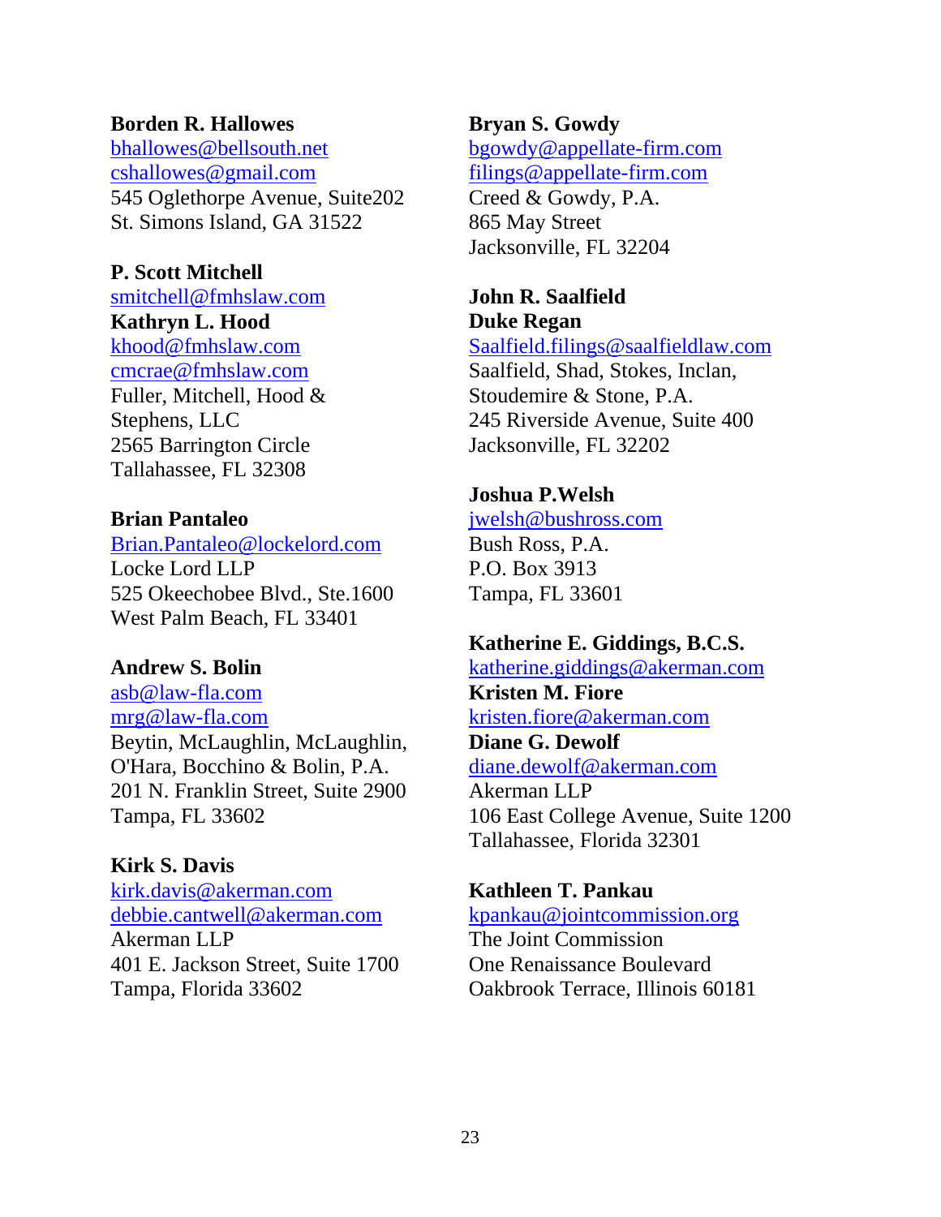**Borden R. Hallowes**
bhallowes@bellsouth.net
cshallowes@gmail.com
545 Oglethorpe Avenue, Suite202
St. Simons Island, GA 31522

**P. Scott Mitchell**
smitchell@fmhslaw.com
**Kathryn L. Hood**
khood@fmhslaw.com
cmcrae@fmhslaw.com
Fuller, Mitchell, Hood &
Stephens, LLC
2565 Barrington Circle
Tallahassee, FL 32308

**Brian Pantaleo**
Brian.Pantaleo@lockelord.com
Locke Lord LLP
525 Okeechobee Blvd., Ste.1600
West Palm Beach, FL 33401

**Andrew S. Bolin**
asb@law-fla.com
mrg@law-fla.com
Beytin, McLaughlin, McLaughlin,
O'Hara, Bocchino & Bolin, P.A.
201 N. Franklin Street, Suite 2900
Tampa, FL 33602

**Kirk S. Davis**
kirk.davis@akerman.com
debbie.cantwell@akerman.com
Akerman LLP
401 E. Jackson Street, Suite 1700
Tampa, Florida 33602

**Bryan S. Gowdy**
bgowdy@appellate-firm.com
filings@appellate-firm.com
Creed & Gowdy, P.A.
865 May Street
Jacksonville, FL 32204

**John R. Saalfield**
**Duke Regan**
Saalfield.filings@saalfieldlaw.com
Saalfield, Shad, Stokes, Inclan,
Stoudemire & Stone, P.A.
245 Riverside Avenue, Suite 400
Jacksonville, FL 32202

**Joshua P.Welsh**
jwelsh@bushross.com
Bush Ross, P.A.
P.O. Box 3913
Tampa, FL 33601

**Katherine E. Giddings, B.C.S.**
katherine.giddings@akerman.com
**Kristen M. Fiore**
kristen.fiore@akerman.com
**Diane G. Dewolf**
diane.dewolf@akerman.com
Akerman LLP
106 East College Avenue, Suite 1200
Tallahassee, Florida 32301

**Kathleen T. Pankau**
kpankau@jointcommission.org
The Joint Commission
One Renaissance Boulevard
Oakbrook Terrace, Illinois 60181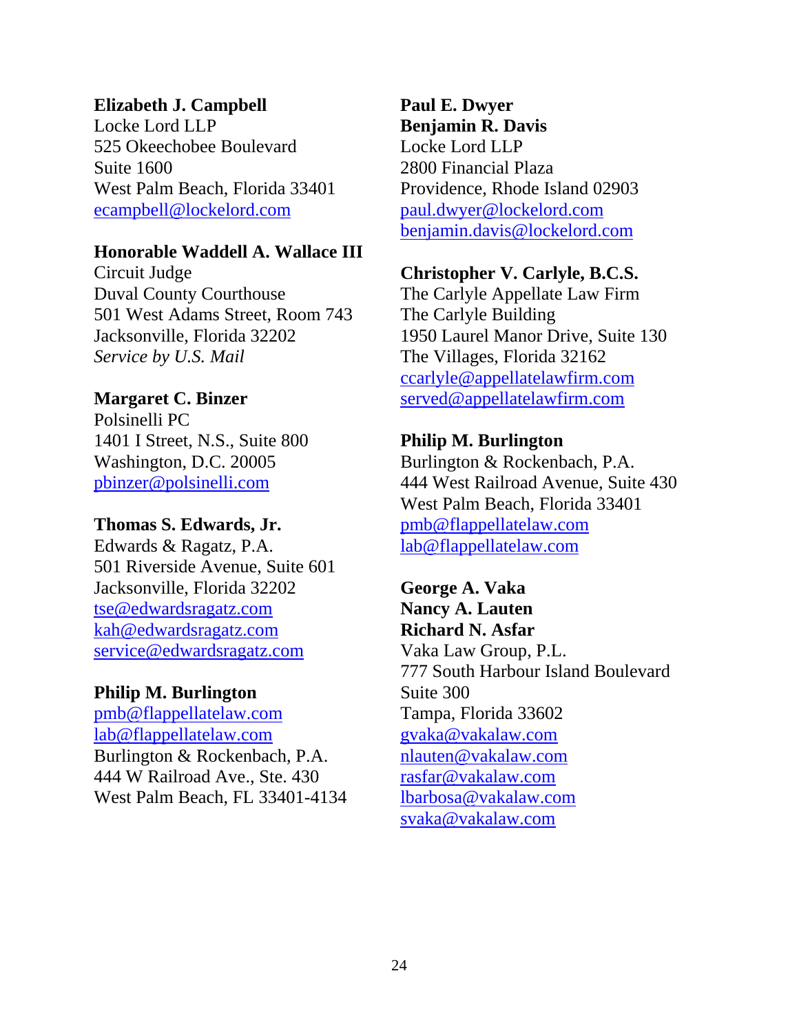**Elizabeth J. Campbell**
Locke Lord LLP
525 Okeechobee Boulevard
Suite 1600
West Palm Beach, Florida 33401
ecampbell@lockelord.com

**Honorable Waddell A. Wallace III**
Circuit Judge
Duval County Courthouse
501 West Adams Street, Room 743
Jacksonville, Florida 32202
*Service by U.S. Mail*

**Margaret C. Binzer**
Polsinelli PC
1401 I Street, N.S., Suite 800
Washington, D.C. 20005
pbinzer@polsinelli.com

**Thomas S. Edwards, Jr.**
Edwards & Ragatz, P.A.
501 Riverside Avenue, Suite 601
Jacksonville, Florida 32202
tse@edwardsragatz.com
kah@edwardsragatz.com
service@edwardsragatz.com

**Philip M. Burlington**
pmb@flappellatelaw.com
lab@flappellatelaw.com
Burlington & Rockenbach, P.A.
444 W Railroad Ave., Ste. 430
West Palm Beach, FL 33401-4134

**Paul E. Dwyer**
**Benjamin R. Davis**
Locke Lord LLP
2800 Financial Plaza
Providence, Rhode Island 02903
paul.dwyer@lockelord.com
benjamin.davis@lockelord.com

**Christopher V. Carlyle, B.C.S.**
The Carlyle Appellate Law Firm
The Carlyle Building
1950 Laurel Manor Drive, Suite 130
The Villages, Florida 32162
ccarlyle@appellatelawfirm.com
served@appellatelawfirm.com

**Philip M. Burlington**
Burlington & Rockenbach, P.A.
444 West Railroad Avenue, Suite 430
West Palm Beach, Florida 33401
pmb@flappellatelaw.com
lab@flappellatelaw.com

**George A. Vaka**
**Nancy A. Lauten**
**Richard N. Asfar**
Vaka Law Group, P.L.
777 South Harbour Island Boulevard
Suite 300
Tampa, Florida 33602
gvaka@vakalaw.com
nlauten@vakalaw.com
rasfar@vakalaw.com
lbarbosa@vakalaw.com
svaka@vakalaw.com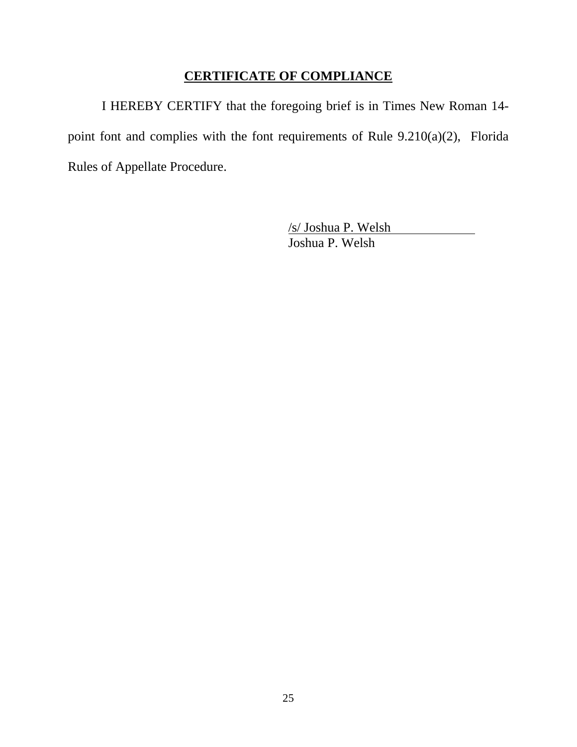## CERTIFICATE OF COMPLIANCE

I HEREBY CERTIFY that the foregoing brief is in Times New Roman 14-point font and complies with the font requirements of Rule 9.210(a)(2), Florida Rules of Appellate Procedure.

/s/ Joshua P. Welsh
Joshua P. Welsh